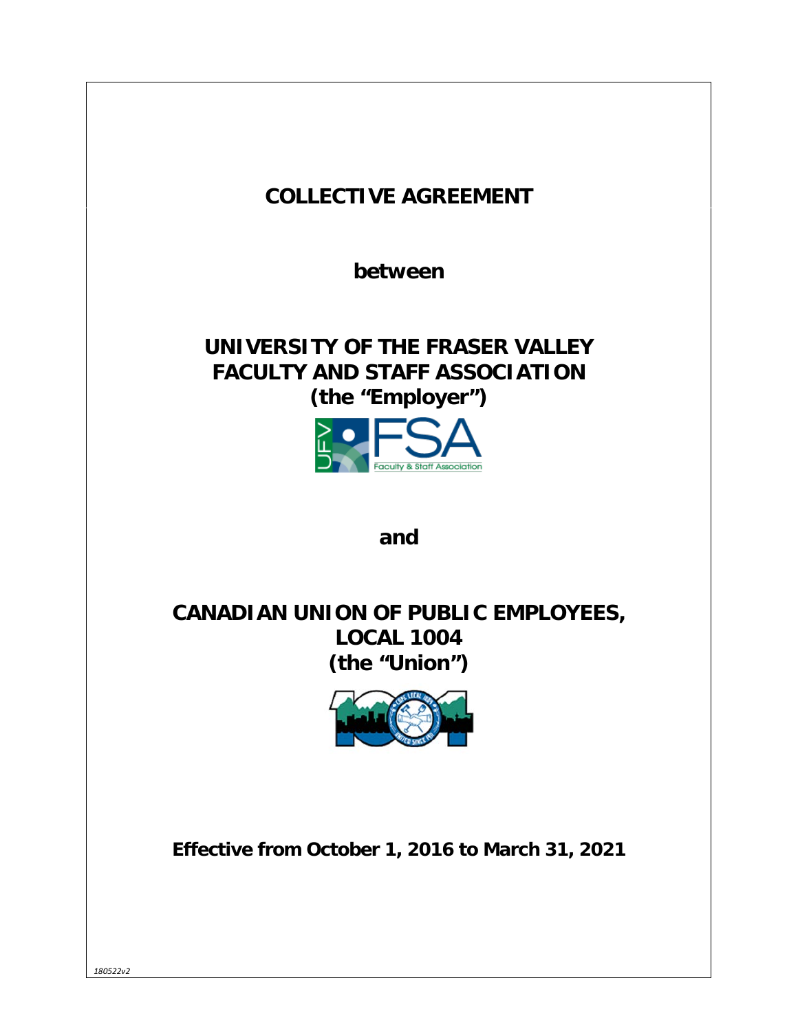# COLLECTIVE AGREEMENT

**between**

## UNIVERSITY OF THE FRASER VALLEY FACULTY AND STAFF ASSOCIATION (the "Employer")

**and**

## CANADIAN UNION OF PUBLIC EMPLOYEES, LOCAL 1004 (the "Union")

**Effective from October 1, 2016 to March 31, 2021**

*180522v2*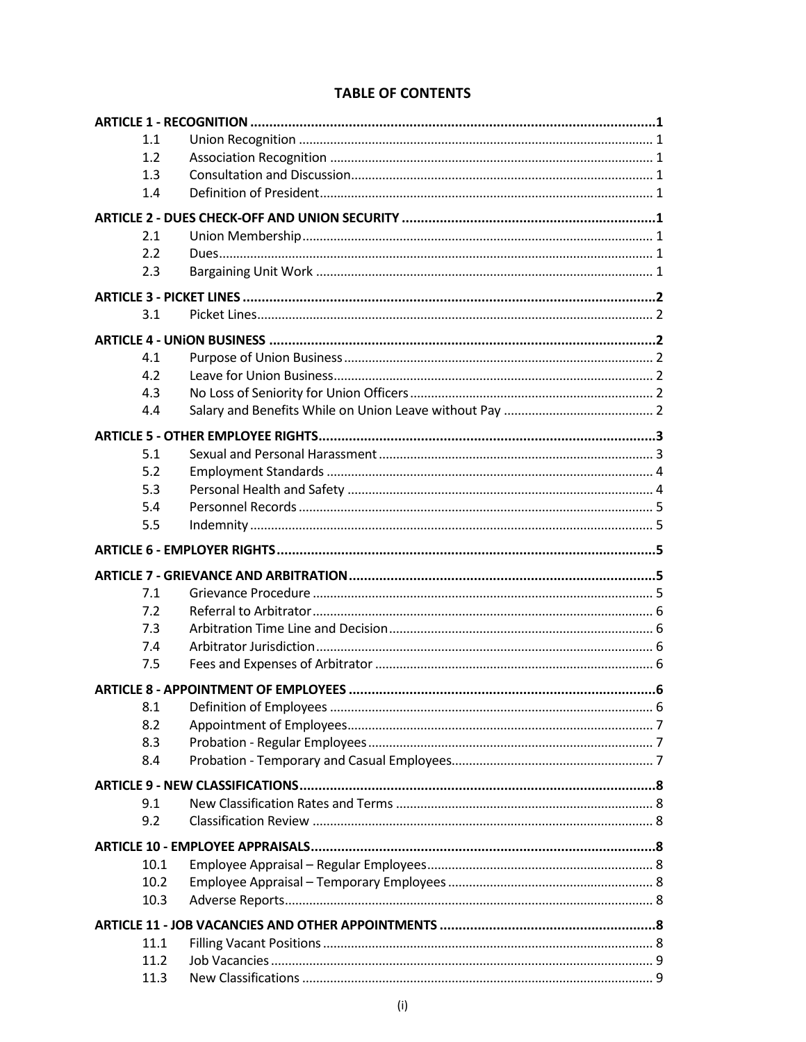# TABLE OF CONTENTS

| | | |
|---|---|---|
| **ARTICLE 1 - RECOGNITION** | | **1** |
| 1.1 | Union Recognition | 1 |
| 1.2 | Association Recognition | 1 |
| 1.3 | Consultation and Discussion | 1 |
| 1.4 | Definition of President | 1 |
| **ARTICLE 2 - DUES CHECK-OFF AND UNION SECURITY** | | **1** |
| 2.1 | Union Membership | 1 |
| 2.2 | Dues | 1 |
| 2.3 | Bargaining Unit Work | 1 |
| **ARTICLE 3 - PICKET LINES** | | **2** |
| 3.1 | Picket Lines | 2 |
| **ARTICLE 4 - UNiON BUSINESS** | | **2** |
| 4.1 | Purpose of Union Business | 2 |
| 4.2 | Leave for Union Business | 2 |
| 4.3 | No Loss of Seniority for Union Officers | 2 |
| 4.4 | Salary and Benefits While on Union Leave without Pay | 2 |
| **ARTICLE 5 - OTHER EMPLOYEE RIGHTS** | | **3** |
| 5.1 | Sexual and Personal Harassment | 3 |
| 5.2 | Employment Standards | 4 |
| 5.3 | Personal Health and Safety | 4 |
| 5.4 | Personnel Records | 5 |
| 5.5 | Indemnity | 5 |
| **ARTICLE 6 - EMPLOYER RIGHTS** | | **5** |
| **ARTICLE 7 - GRIEVANCE AND ARBITRATION** | | **5** |
| 7.1 | Grievance Procedure | 5 |
| 7.2 | Referral to Arbitrator | 6 |
| 7.3 | Arbitration Time Line and Decision | 6 |
| 7.4 | Arbitrator Jurisdiction | 6 |
| 7.5 | Fees and Expenses of Arbitrator | 6 |
| **ARTICLE 8 - APPOINTMENT OF EMPLOYEES** | | **6** |
| 8.1 | Definition of Employees | 6 |
| 8.2 | Appointment of Employees | 7 |
| 8.3 | Probation - Regular Employees | 7 |
| 8.4 | Probation - Temporary and Casual Employees | 7 |
| **ARTICLE 9 - NEW CLASSIFICATIONS** | | **8** |
| 9.1 | New Classification Rates and Terms | 8 |
| 9.2 | Classification Review | 8 |
| **ARTICLE 10 - EMPLOYEE APPRAISALS** | | **8** |
| 10.1 | Employee Appraisal – Regular Employees | 8 |
| 10.2 | Employee Appraisal – Temporary Employees | 8 |
| 10.3 | Adverse Reports | 8 |
| **ARTICLE 11 - JOB VACANCIES AND OTHER APPOINTMENTS** | | **8** |
| 11.1 | Filling Vacant Positions | 8 |
| 11.2 | Job Vacancies | 9 |
| 11.3 | New Classifications | 9 |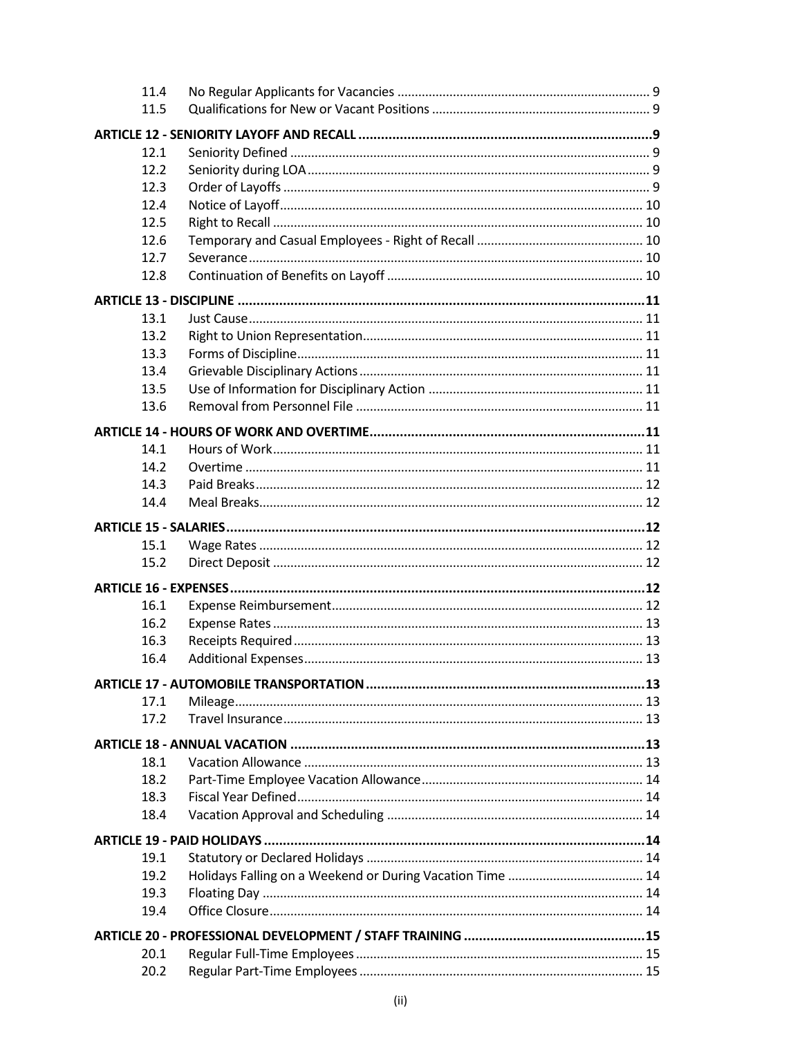| | | |
|---|---|---|
| 11.4 | No Regular Applicants for Vacancies | 9 |
| 11.5 | Qualifications for New or Vacant Positions | 9 |
| **ARTICLE 12 - SENIORITY LAYOFF AND RECALL** | | **9** |
| 12.1 | Seniority Defined | 9 |
| 12.2 | Seniority during LOA | 9 |
| 12.3 | Order of Layoffs | 9 |
| 12.4 | Notice of Layoff | 10 |
| 12.5 | Right to Recall | 10 |
| 12.6 | Temporary and Casual Employees - Right of Recall | 10 |
| 12.7 | Severance | 10 |
| 12.8 | Continuation of Benefits on Layoff | 10 |
| **ARTICLE 13 - DISCIPLINE** | | **11** |
| 13.1 | Just Cause | 11 |
| 13.2 | Right to Union Representation | 11 |
| 13.3 | Forms of Discipline | 11 |
| 13.4 | Grievable Disciplinary Actions | 11 |
| 13.5 | Use of Information for Disciplinary Action | 11 |
| 13.6 | Removal from Personnel File | 11 |
| **ARTICLE 14 - HOURS OF WORK AND OVERTIME** | | **11** |
| 14.1 | Hours of Work | 11 |
| 14.2 | Overtime | 11 |
| 14.3 | Paid Breaks | 12 |
| 14.4 | Meal Breaks | 12 |
| **ARTICLE 15 - SALARIES** | | **12** |
| 15.1 | Wage Rates | 12 |
| 15.2 | Direct Deposit | 12 |
| **ARTICLE 16 - EXPENSES** | | **12** |
| 16.1 | Expense Reimbursement | 12 |
| 16.2 | Expense Rates | 13 |
| 16.3 | Receipts Required | 13 |
| 16.4 | Additional Expenses | 13 |
| **ARTICLE 17 - AUTOMOBILE TRANSPORTATION** | | **13** |
| 17.1 | Mileage | 13 |
| 17.2 | Travel Insurance | 13 |
| **ARTICLE 18 - ANNUAL VACATION** | | **13** |
| 18.1 | Vacation Allowance | 13 |
| 18.2 | Part-Time Employee Vacation Allowance | 14 |
| 18.3 | Fiscal Year Defined | 14 |
| 18.4 | Vacation Approval and Scheduling | 14 |
| **ARTICLE 19 - PAID HOLIDAYS** | | **14** |
| 19.1 | Statutory or Declared Holidays | 14 |
| 19.2 | Holidays Falling on a Weekend or During Vacation Time | 14 |
| 19.3 | Floating Day | 14 |
| 19.4 | Office Closure | 14 |
| **ARTICLE 20 - PROFESSIONAL DEVELOPMENT / STAFF TRAINING** | | **15** |
| 20.1 | Regular Full-Time Employees | 15 |
| 20.2 | Regular Part-Time Employees | 15 |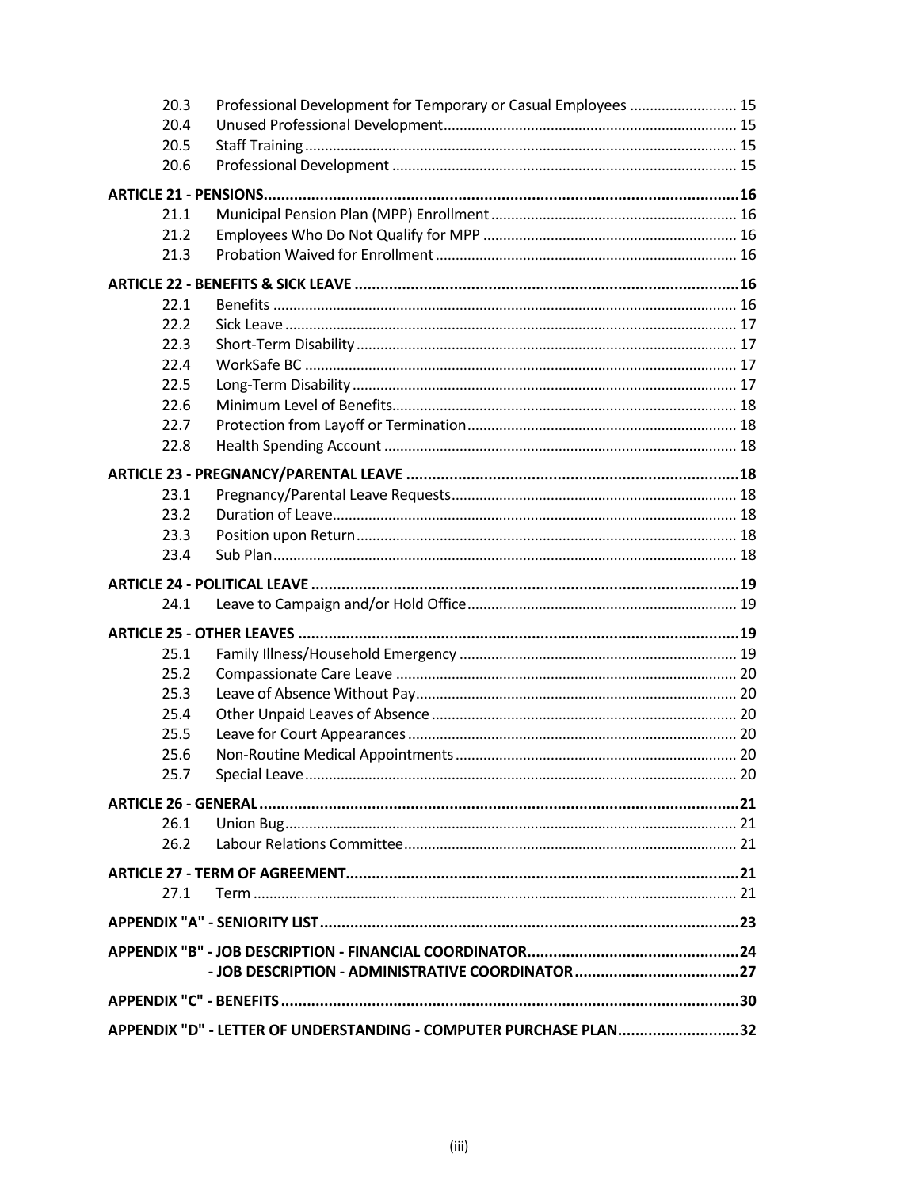| | | |
|---|---|---|
| 20.3 | Professional Development for Temporary or Casual Employees | 15 |
| 20.4 | Unused Professional Development | 15 |
| 20.5 | Staff Training | 15 |
| 20.6 | Professional Development | 15 |
| **ARTICLE 21 - PENSIONS** | | **16** |
| 21.1 | Municipal Pension Plan (MPP) Enrollment | 16 |
| 21.2 | Employees Who Do Not Qualify for MPP | 16 |
| 21.3 | Probation Waived for Enrollment | 16 |
| **ARTICLE 22 - BENEFITS & SICK LEAVE** | | **16** |
| 22.1 | Benefits | 16 |
| 22.2 | Sick Leave | 17 |
| 22.3 | Short-Term Disability | 17 |
| 22.4 | WorkSafe BC | 17 |
| 22.5 | Long-Term Disability | 17 |
| 22.6 | Minimum Level of Benefits | 18 |
| 22.7 | Protection from Layoff or Termination | 18 |
| 22.8 | Health Spending Account | 18 |
| **ARTICLE 23 - PREGNANCY/PARENTAL LEAVE** | | **18** |
| 23.1 | Pregnancy/Parental Leave Requests | 18 |
| 23.2 | Duration of Leave | 18 |
| 23.3 | Position upon Return | 18 |
| 23.4 | Sub Plan | 18 |
| **ARTICLE 24 - POLITICAL LEAVE** | | **19** |
| 24.1 | Leave to Campaign and/or Hold Office | 19 |
| **ARTICLE 25 - OTHER LEAVES** | | **19** |
| 25.1 | Family Illness/Household Emergency | 19 |
| 25.2 | Compassionate Care Leave | 20 |
| 25.3 | Leave of Absence Without Pay | 20 |
| 25.4 | Other Unpaid Leaves of Absence | 20 |
| 25.5 | Leave for Court Appearances | 20 |
| 25.6 | Non-Routine Medical Appointments | 20 |
| 25.7 | Special Leave | 20 |
| **ARTICLE 26 - GENERAL** | | **21** |
| 26.1 | Union Bug | 21 |
| 26.2 | Labour Relations Committee | 21 |
| **ARTICLE 27 - TERM OF AGREEMENT** | | **21** |
| 27.1 | Term | 21 |
| **APPENDIX "A" - SENIORITY LIST** | | **23** |
| **APPENDIX "B" - JOB DESCRIPTION - FINANCIAL COORDINATOR** | | **24** |
| **- JOB DESCRIPTION - ADMINISTRATIVE COORDINATOR** | | **27** |
| **APPENDIX "C" - BENEFITS** | | **30** |
| **APPENDIX "D" - LETTER OF UNDERSTANDING - COMPUTER PURCHASE PLAN** | | **32** |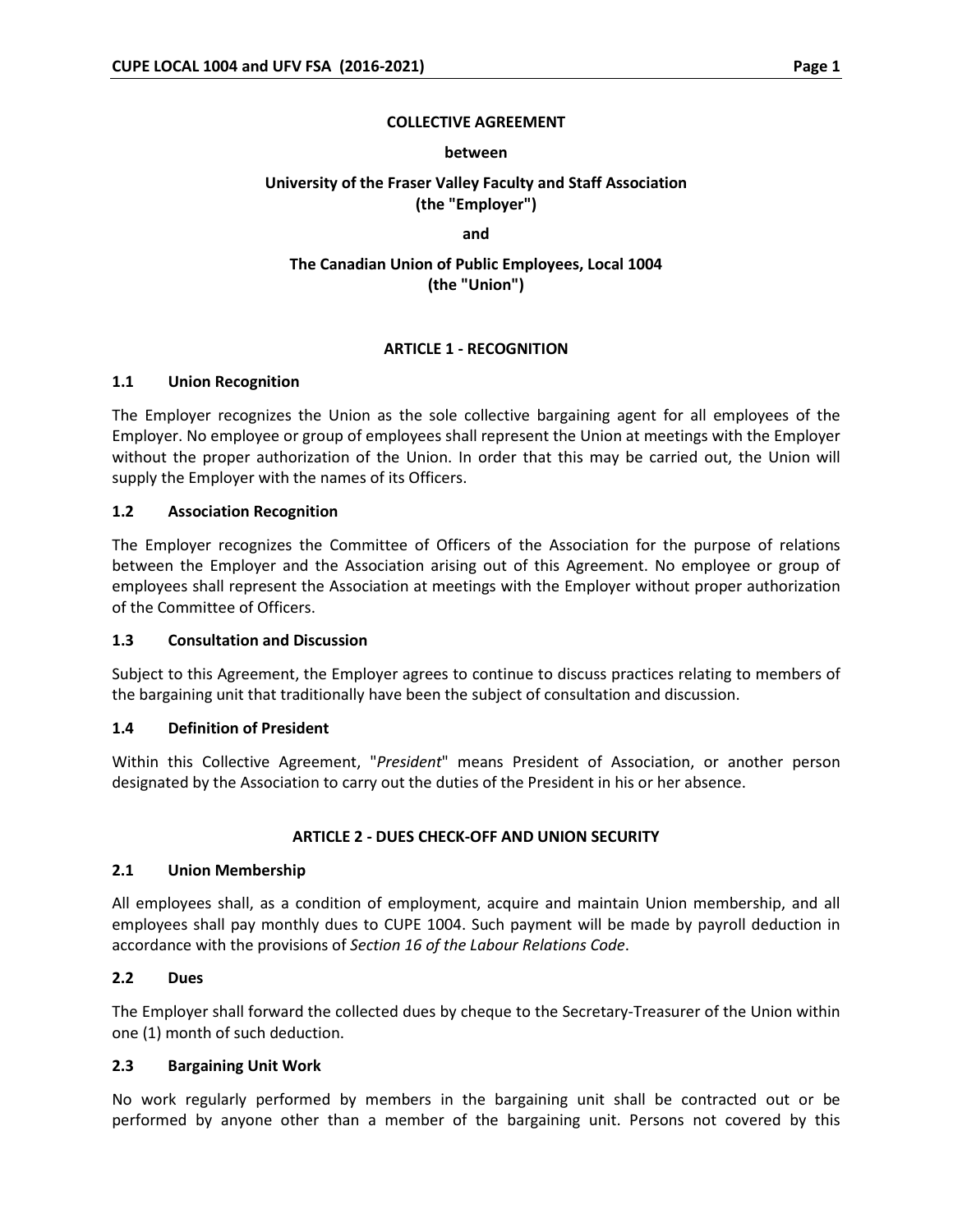**COLLECTIVE AGREEMENT**

**between**

**University of the Fraser Valley Faculty and Staff Association (the "Employer")**

**and**

**The Canadian Union of Public Employees, Local 1004 (the "Union")**

## ARTICLE 1 - RECOGNITION

### 1.1 Union Recognition

The Employer recognizes the Union as the sole collective bargaining agent for all employees of the Employer. No employee or group of employees shall represent the Union at meetings with the Employer without the proper authorization of the Union. In order that this may be carried out, the Union will supply the Employer with the names of its Officers.

### 1.2 Association Recognition

The Employer recognizes the Committee of Officers of the Association for the purpose of relations between the Employer and the Association arising out of this Agreement. No employee or group of employees shall represent the Association at meetings with the Employer without proper authorization of the Committee of Officers.

### 1.3 Consultation and Discussion

Subject to this Agreement, the Employer agrees to continue to discuss practices relating to members of the bargaining unit that traditionally have been the subject of consultation and discussion.

### 1.4 Definition of President

Within this Collective Agreement, "*President*" means President of Association, or another person designated by the Association to carry out the duties of the President in his or her absence.

## ARTICLE 2 - DUES CHECK-OFF AND UNION SECURITY

### 2.1 Union Membership

All employees shall, as a condition of employment, acquire and maintain Union membership, and all employees shall pay monthly dues to CUPE 1004. Such payment will be made by payroll deduction in accordance with the provisions of *Section 16 of the Labour Relations Code*.

### 2.2 Dues

The Employer shall forward the collected dues by cheque to the Secretary-Treasurer of the Union within one (1) month of such deduction.

### 2.3 Bargaining Unit Work

No work regularly performed by members in the bargaining unit shall be contracted out or be performed by anyone other than a member of the bargaining unit. Persons not covered by this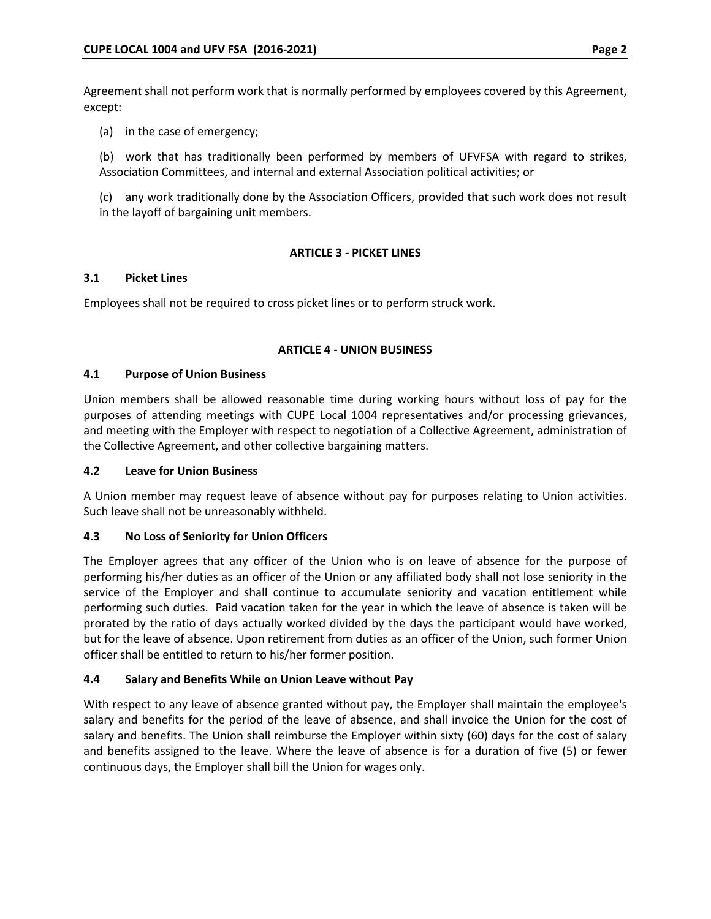Agreement shall not perform work that is normally performed by employees covered by this Agreement, except:

(a) in the case of emergency;

(b) work that has traditionally been performed by members of UFVFSA with regard to strikes, Association Committees, and internal and external Association political activities; or

(c) any work traditionally done by the Association Officers, provided that such work does not result in the layoff of bargaining unit members.

## ARTICLE 3 - PICKET LINES

### 3.1 Picket Lines

Employees shall not be required to cross picket lines or to perform struck work.

## ARTICLE 4 - UNION BUSINESS

### 4.1 Purpose of Union Business

Union members shall be allowed reasonable time during working hours without loss of pay for the purposes of attending meetings with CUPE Local 1004 representatives and/or processing grievances, and meeting with the Employer with respect to negotiation of a Collective Agreement, administration of the Collective Agreement, and other collective bargaining matters.

### 4.2 Leave for Union Business

A Union member may request leave of absence without pay for purposes relating to Union activities. Such leave shall not be unreasonably withheld.

### 4.3 No Loss of Seniority for Union Officers

The Employer agrees that any officer of the Union who is on leave of absence for the purpose of performing his/her duties as an officer of the Union or any affiliated body shall not lose seniority in the service of the Employer and shall continue to accumulate seniority and vacation entitlement while performing such duties. Paid vacation taken for the year in which the leave of absence is taken will be prorated by the ratio of days actually worked divided by the days the participant would have worked, but for the leave of absence. Upon retirement from duties as an officer of the Union, such former Union officer shall be entitled to return to his/her former position.

### 4.4 Salary and Benefits While on Union Leave without Pay

With respect to any leave of absence granted without pay, the Employer shall maintain the employee's salary and benefits for the period of the leave of absence, and shall invoice the Union for the cost of salary and benefits. The Union shall reimburse the Employer within sixty (60) days for the cost of salary and benefits assigned to the leave. Where the leave of absence is for a duration of five (5) or fewer continuous days, the Employer shall bill the Union for wages only.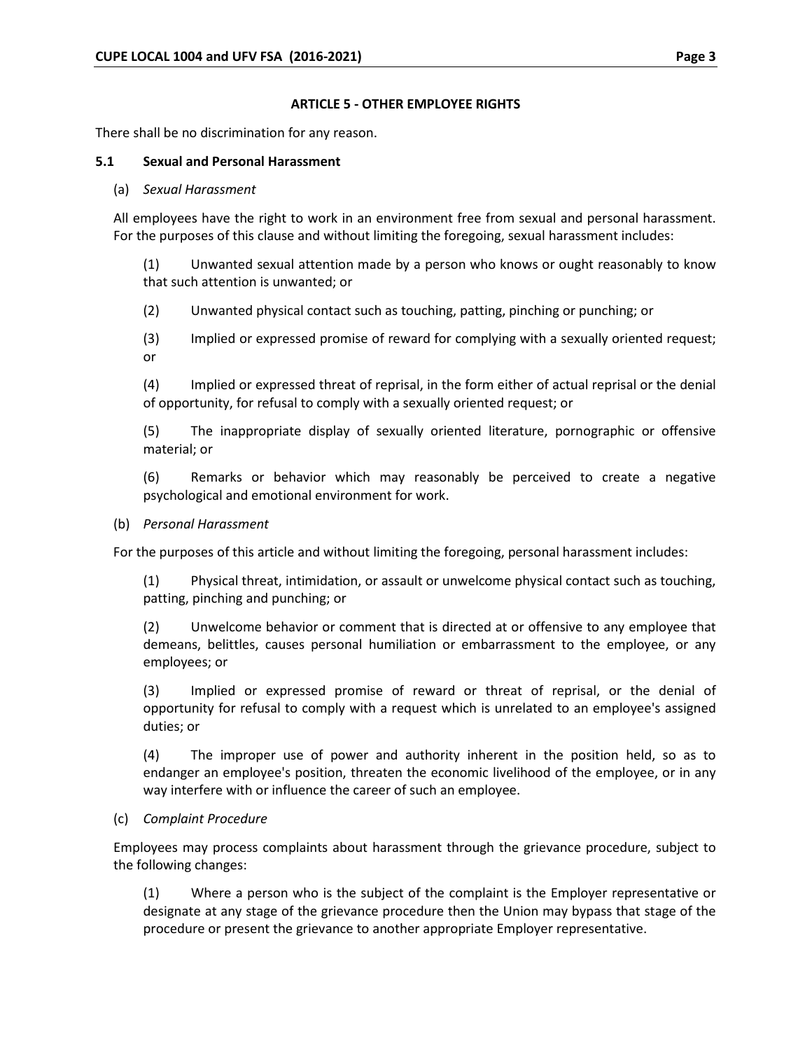## ARTICLE 5 - OTHER EMPLOYEE RIGHTS

There shall be no discrimination for any reason.

### 5.1 Sexual and Personal Harassment

(a) *Sexual Harassment*

All employees have the right to work in an environment free from sexual and personal harassment. For the purposes of this clause and without limiting the foregoing, sexual harassment includes:

(1) Unwanted sexual attention made by a person who knows or ought reasonably to know that such attention is unwanted; or

(2) Unwanted physical contact such as touching, patting, pinching or punching; or

(3) Implied or expressed promise of reward for complying with a sexually oriented request; or

(4) Implied or expressed threat of reprisal, in the form either of actual reprisal or the denial of opportunity, for refusal to comply with a sexually oriented request; or

(5) The inappropriate display of sexually oriented literature, pornographic or offensive material; or

(6) Remarks or behavior which may reasonably be perceived to create a negative psychological and emotional environment for work.

(b) *Personal Harassment*

For the purposes of this article and without limiting the foregoing, personal harassment includes:

(1) Physical threat, intimidation, or assault or unwelcome physical contact such as touching, patting, pinching and punching; or

(2) Unwelcome behavior or comment that is directed at or offensive to any employee that demeans, belittles, causes personal humiliation or embarrassment to the employee, or any employees; or

(3) Implied or expressed promise of reward or threat of reprisal, or the denial of opportunity for refusal to comply with a request which is unrelated to an employee's assigned duties; or

(4) The improper use of power and authority inherent in the position held, so as to endanger an employee's position, threaten the economic livelihood of the employee, or in any way interfere with or influence the career of such an employee.

(c) *Complaint Procedure*

Employees may process complaints about harassment through the grievance procedure, subject to the following changes:

(1) Where a person who is the subject of the complaint is the Employer representative or designate at any stage of the grievance procedure then the Union may bypass that stage of the procedure or present the grievance to another appropriate Employer representative.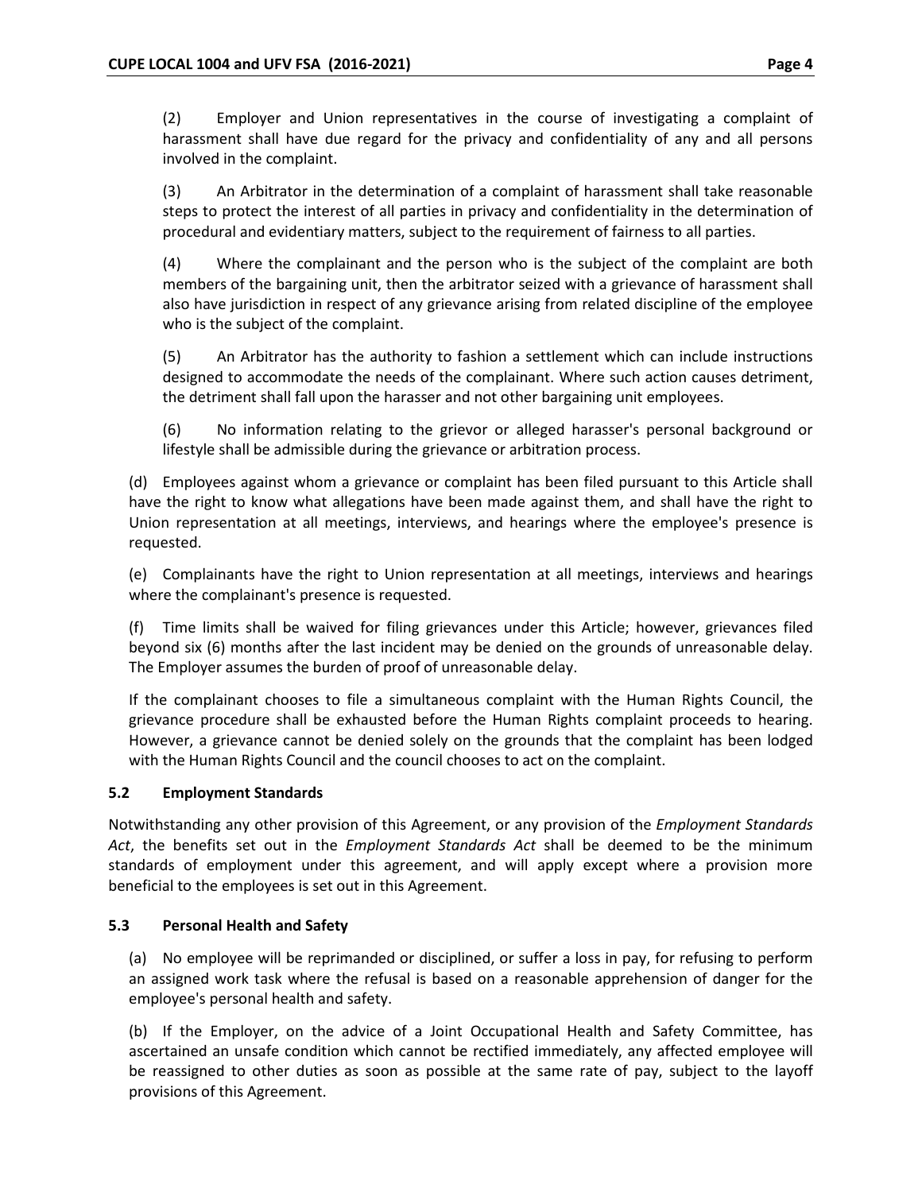(2) Employer and Union representatives in the course of investigating a complaint of harassment shall have due regard for the privacy and confidentiality of any and all persons involved in the complaint.

(3) An Arbitrator in the determination of a complaint of harassment shall take reasonable steps to protect the interest of all parties in privacy and confidentiality in the determination of procedural and evidentiary matters, subject to the requirement of fairness to all parties.

(4) Where the complainant and the person who is the subject of the complaint are both members of the bargaining unit, then the arbitrator seized with a grievance of harassment shall also have jurisdiction in respect of any grievance arising from related discipline of the employee who is the subject of the complaint.

(5) An Arbitrator has the authority to fashion a settlement which can include instructions designed to accommodate the needs of the complainant. Where such action causes detriment, the detriment shall fall upon the harasser and not other bargaining unit employees.

(6) No information relating to the grievor or alleged harasser's personal background or lifestyle shall be admissible during the grievance or arbitration process.

(d) Employees against whom a grievance or complaint has been filed pursuant to this Article shall have the right to know what allegations have been made against them, and shall have the right to Union representation at all meetings, interviews, and hearings where the employee's presence is requested.

(e) Complainants have the right to Union representation at all meetings, interviews and hearings where the complainant's presence is requested.

(f) Time limits shall be waived for filing grievances under this Article; however, grievances filed beyond six (6) months after the last incident may be denied on the grounds of unreasonable delay. The Employer assumes the burden of proof of unreasonable delay.

If the complainant chooses to file a simultaneous complaint with the Human Rights Council, the grievance procedure shall be exhausted before the Human Rights complaint proceeds to hearing. However, a grievance cannot be denied solely on the grounds that the complaint has been lodged with the Human Rights Council and the council chooses to act on the complaint.

### 5.2 Employment Standards

Notwithstanding any other provision of this Agreement, or any provision of the *Employment Standards Act*, the benefits set out in the *Employment Standards Act* shall be deemed to be the minimum standards of employment under this agreement, and will apply except where a provision more beneficial to the employees is set out in this Agreement.

### 5.3 Personal Health and Safety

(a) No employee will be reprimanded or disciplined, or suffer a loss in pay, for refusing to perform an assigned work task where the refusal is based on a reasonable apprehension of danger for the employee's personal health and safety.

(b) If the Employer, on the advice of a Joint Occupational Health and Safety Committee, has ascertained an unsafe condition which cannot be rectified immediately, any affected employee will be reassigned to other duties as soon as possible at the same rate of pay, subject to the layoff provisions of this Agreement.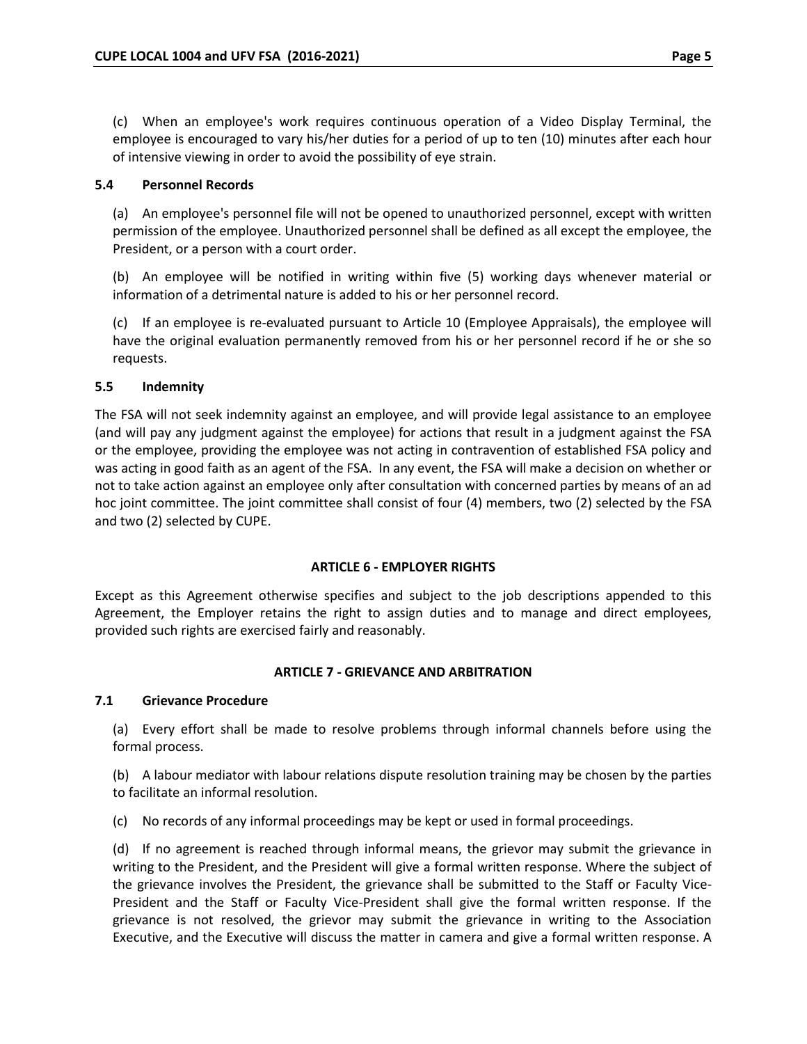(c) When an employee's work requires continuous operation of a Video Display Terminal, the employee is encouraged to vary his/her duties for a period of up to ten (10) minutes after each hour of intensive viewing in order to avoid the possibility of eye strain.

### 5.4 Personnel Records

(a) An employee's personnel file will not be opened to unauthorized personnel, except with written permission of the employee. Unauthorized personnel shall be defined as all except the employee, the President, or a person with a court order.

(b) An employee will be notified in writing within five (5) working days whenever material or information of a detrimental nature is added to his or her personnel record.

(c) If an employee is re-evaluated pursuant to Article 10 (Employee Appraisals), the employee will have the original evaluation permanently removed from his or her personnel record if he or she so requests.

### 5.5 Indemnity

The FSA will not seek indemnity against an employee, and will provide legal assistance to an employee (and will pay any judgment against the employee) for actions that result in a judgment against the FSA or the employee, providing the employee was not acting in contravention of established FSA policy and was acting in good faith as an agent of the FSA. In any event, the FSA will make a decision on whether or not to take action against an employee only after consultation with concerned parties by means of an ad hoc joint committee. The joint committee shall consist of four (4) members, two (2) selected by the FSA and two (2) selected by CUPE.

## ARTICLE 6 - EMPLOYER RIGHTS

Except as this Agreement otherwise specifies and subject to the job descriptions appended to this Agreement, the Employer retains the right to assign duties and to manage and direct employees, provided such rights are exercised fairly and reasonably.

## ARTICLE 7 - GRIEVANCE AND ARBITRATION

### 7.1 Grievance Procedure

(a) Every effort shall be made to resolve problems through informal channels before using the formal process.

(b) A labour mediator with labour relations dispute resolution training may be chosen by the parties to facilitate an informal resolution.

(c) No records of any informal proceedings may be kept or used in formal proceedings.

(d) If no agreement is reached through informal means, the grievor may submit the grievance in writing to the President, and the President will give a formal written response. Where the subject of the grievance involves the President, the grievance shall be submitted to the Staff or Faculty Vice-President and the Staff or Faculty Vice-President shall give the formal written response. If the grievance is not resolved, the grievor may submit the grievance in writing to the Association Executive, and the Executive will discuss the matter in camera and give a formal written response. A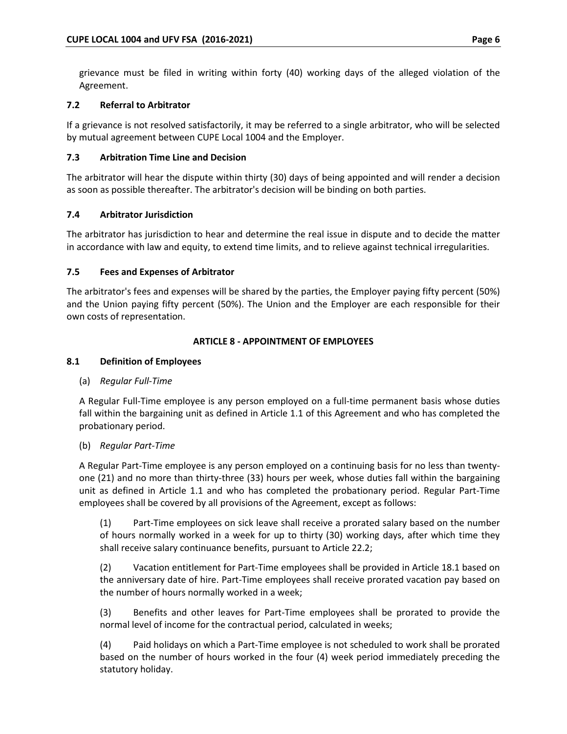grievance must be filed in writing within forty (40) working days of the alleged violation of the Agreement.

### 7.2 Referral to Arbitrator

If a grievance is not resolved satisfactorily, it may be referred to a single arbitrator, who will be selected by mutual agreement between CUPE Local 1004 and the Employer.

### 7.3 Arbitration Time Line and Decision

The arbitrator will hear the dispute within thirty (30) days of being appointed and will render a decision as soon as possible thereafter. The arbitrator's decision will be binding on both parties.

### 7.4 Arbitrator Jurisdiction

The arbitrator has jurisdiction to hear and determine the real issue in dispute and to decide the matter in accordance with law and equity, to extend time limits, and to relieve against technical irregularities.

### 7.5 Fees and Expenses of Arbitrator

The arbitrator's fees and expenses will be shared by the parties, the Employer paying fifty percent (50%) and the Union paying fifty percent (50%). The Union and the Employer are each responsible for their own costs of representation.

## ARTICLE 8 - APPOINTMENT OF EMPLOYEES

### 8.1 Definition of Employees

(a) *Regular Full-Time*

A Regular Full-Time employee is any person employed on a full-time permanent basis whose duties fall within the bargaining unit as defined in Article 1.1 of this Agreement and who has completed the probationary period.

(b) *Regular Part-Time*

A Regular Part-Time employee is any person employed on a continuing basis for no less than twenty-one (21) and no more than thirty-three (33) hours per week, whose duties fall within the bargaining unit as defined in Article 1.1 and who has completed the probationary period. Regular Part-Time employees shall be covered by all provisions of the Agreement, except as follows:

(1) Part-Time employees on sick leave shall receive a prorated salary based on the number of hours normally worked in a week for up to thirty (30) working days, after which time they shall receive salary continuance benefits, pursuant to Article 22.2;

(2) Vacation entitlement for Part-Time employees shall be provided in Article 18.1 based on the anniversary date of hire. Part-Time employees shall receive prorated vacation pay based on the number of hours normally worked in a week;

(3) Benefits and other leaves for Part-Time employees shall be prorated to provide the normal level of income for the contractual period, calculated in weeks;

(4) Paid holidays on which a Part-Time employee is not scheduled to work shall be prorated based on the number of hours worked in the four (4) week period immediately preceding the statutory holiday.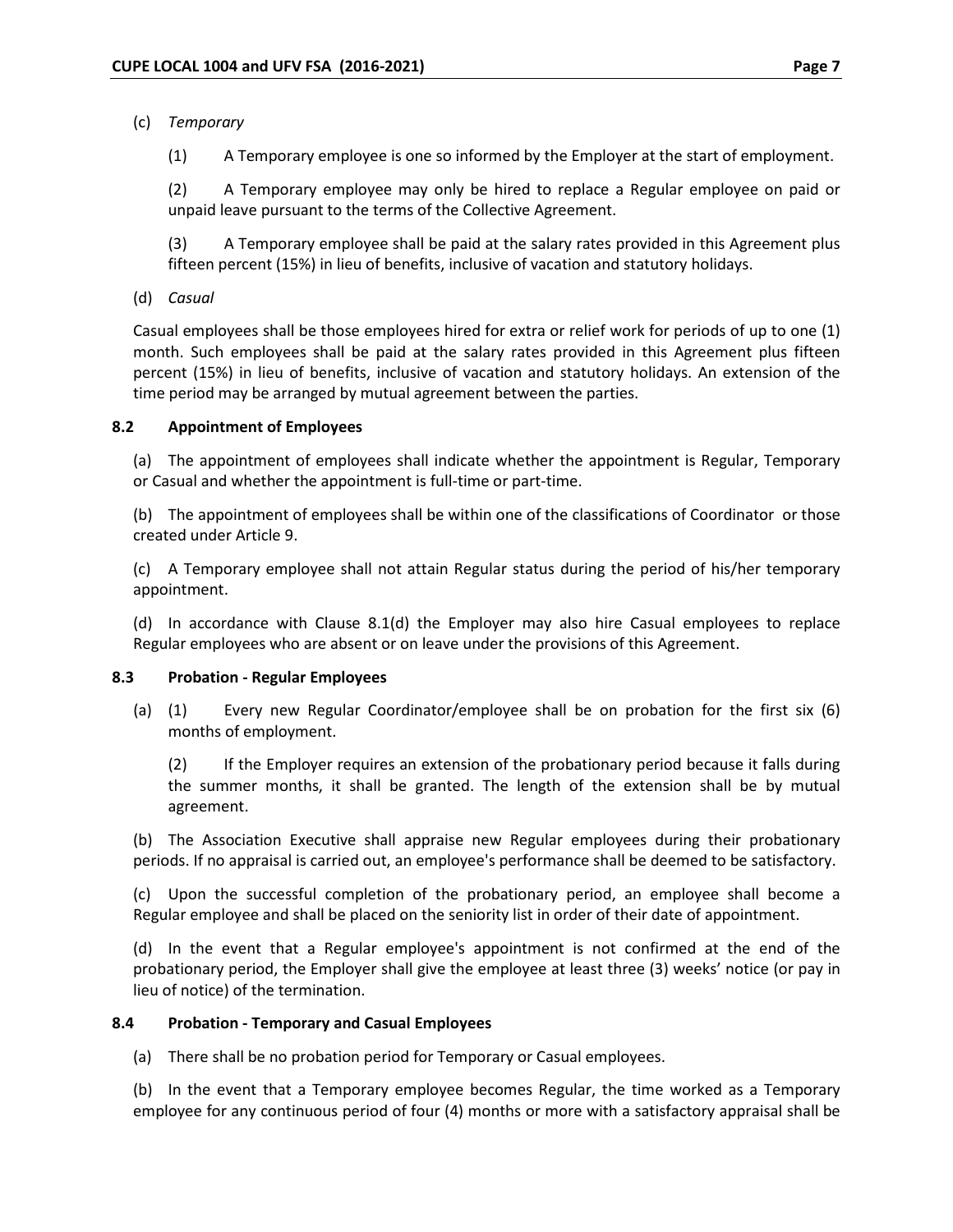(c) *Temporary*

(1) A Temporary employee is one so informed by the Employer at the start of employment.

(2) A Temporary employee may only be hired to replace a Regular employee on paid or unpaid leave pursuant to the terms of the Collective Agreement.

(3) A Temporary employee shall be paid at the salary rates provided in this Agreement plus fifteen percent (15%) in lieu of benefits, inclusive of vacation and statutory holidays.

(d) *Casual*

Casual employees shall be those employees hired for extra or relief work for periods of up to one (1) month. Such employees shall be paid at the salary rates provided in this Agreement plus fifteen percent (15%) in lieu of benefits, inclusive of vacation and statutory holidays. An extension of the time period may be arranged by mutual agreement between the parties.

### 8.2 Appointment of Employees

(a) The appointment of employees shall indicate whether the appointment is Regular, Temporary or Casual and whether the appointment is full-time or part-time.

(b) The appointment of employees shall be within one of the classifications of Coordinator or those created under Article 9.

(c) A Temporary employee shall not attain Regular status during the period of his/her temporary appointment.

(d) In accordance with Clause 8.1(d) the Employer may also hire Casual employees to replace Regular employees who are absent or on leave under the provisions of this Agreement.

### 8.3 Probation - Regular Employees

(a) (1) Every new Regular Coordinator/employee shall be on probation for the first six (6) months of employment.

(2) If the Employer requires an extension of the probationary period because it falls during the summer months, it shall be granted. The length of the extension shall be by mutual agreement.

(b) The Association Executive shall appraise new Regular employees during their probationary periods. If no appraisal is carried out, an employee's performance shall be deemed to be satisfactory.

(c) Upon the successful completion of the probationary period, an employee shall become a Regular employee and shall be placed on the seniority list in order of their date of appointment.

(d) In the event that a Regular employee's appointment is not confirmed at the end of the probationary period, the Employer shall give the employee at least three (3) weeks' notice (or pay in lieu of notice) of the termination.

### 8.4 Probation - Temporary and Casual Employees

(a) There shall be no probation period for Temporary or Casual employees.

(b) In the event that a Temporary employee becomes Regular, the time worked as a Temporary employee for any continuous period of four (4) months or more with a satisfactory appraisal shall be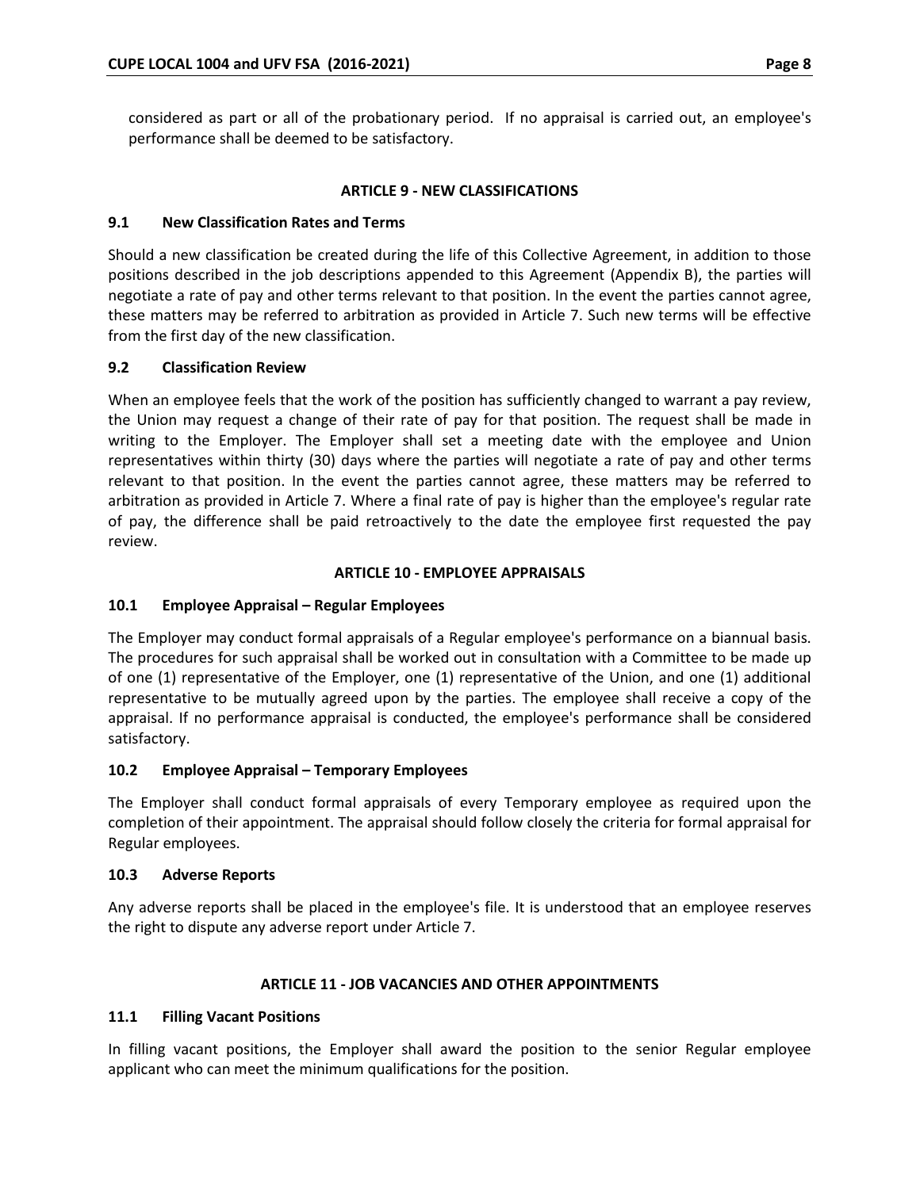considered as part or all of the probationary period. If no appraisal is carried out, an employee's performance shall be deemed to be satisfactory.

## ARTICLE 9 - NEW CLASSIFICATIONS

### 9.1 New Classification Rates and Terms

Should a new classification be created during the life of this Collective Agreement, in addition to those positions described in the job descriptions appended to this Agreement (Appendix B), the parties will negotiate a rate of pay and other terms relevant to that position. In the event the parties cannot agree, these matters may be referred to arbitration as provided in Article 7. Such new terms will be effective from the first day of the new classification.

### 9.2 Classification Review

When an employee feels that the work of the position has sufficiently changed to warrant a pay review, the Union may request a change of their rate of pay for that position. The request shall be made in writing to the Employer. The Employer shall set a meeting date with the employee and Union representatives within thirty (30) days where the parties will negotiate a rate of pay and other terms relevant to that position. In the event the parties cannot agree, these matters may be referred to arbitration as provided in Article 7. Where a final rate of pay is higher than the employee's regular rate of pay, the difference shall be paid retroactively to the date the employee first requested the pay review.

## ARTICLE 10 - EMPLOYEE APPRAISALS

### 10.1 Employee Appraisal – Regular Employees

The Employer may conduct formal appraisals of a Regular employee's performance on a biannual basis. The procedures for such appraisal shall be worked out in consultation with a Committee to be made up of one (1) representative of the Employer, one (1) representative of the Union, and one (1) additional representative to be mutually agreed upon by the parties. The employee shall receive a copy of the appraisal. If no performance appraisal is conducted, the employee's performance shall be considered satisfactory.

### 10.2 Employee Appraisal – Temporary Employees

The Employer shall conduct formal appraisals of every Temporary employee as required upon the completion of their appointment. The appraisal should follow closely the criteria for formal appraisal for Regular employees.

### 10.3 Adverse Reports

Any adverse reports shall be placed in the employee's file. It is understood that an employee reserves the right to dispute any adverse report under Article 7.

## ARTICLE 11 - JOB VACANCIES AND OTHER APPOINTMENTS

### 11.1 Filling Vacant Positions

In filling vacant positions, the Employer shall award the position to the senior Regular employee applicant who can meet the minimum qualifications for the position.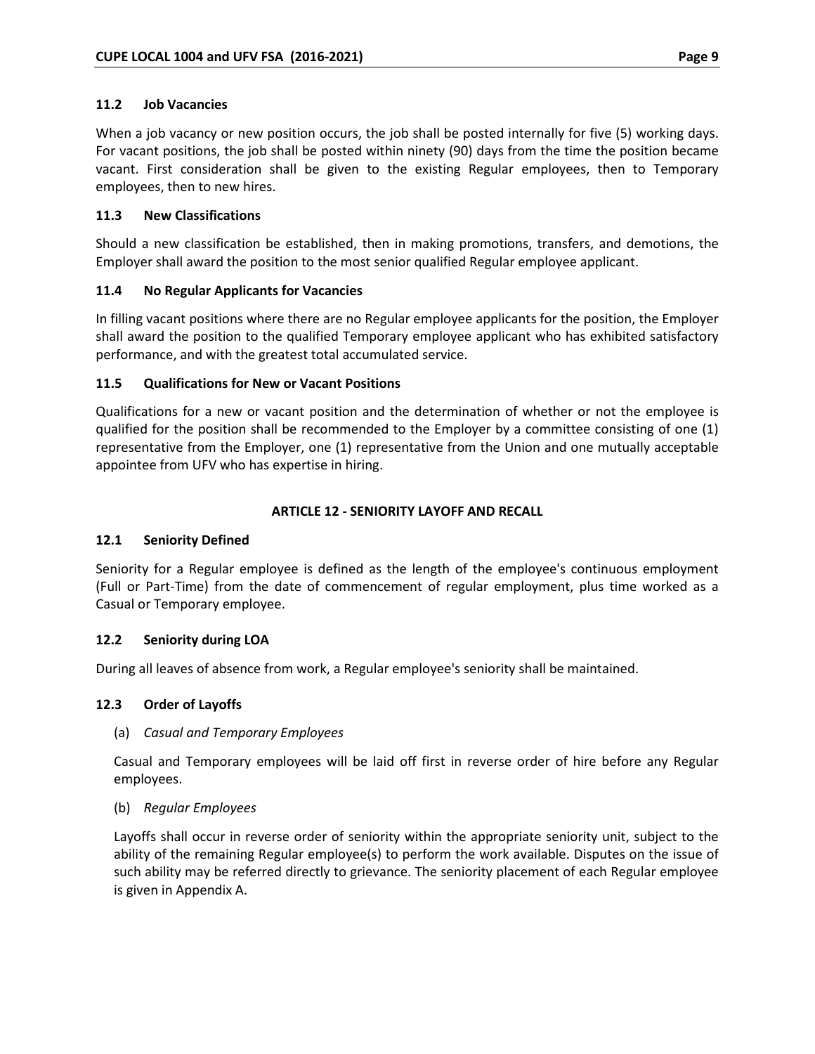### 11.2 Job Vacancies

When a job vacancy or new position occurs, the job shall be posted internally for five (5) working days. For vacant positions, the job shall be posted within ninety (90) days from the time the position became vacant. First consideration shall be given to the existing Regular employees, then to Temporary employees, then to new hires.

### 11.3 New Classifications

Should a new classification be established, then in making promotions, transfers, and demotions, the Employer shall award the position to the most senior qualified Regular employee applicant.

### 11.4 No Regular Applicants for Vacancies

In filling vacant positions where there are no Regular employee applicants for the position, the Employer shall award the position to the qualified Temporary employee applicant who has exhibited satisfactory performance, and with the greatest total accumulated service.

### 11.5 Qualifications for New or Vacant Positions

Qualifications for a new or vacant position and the determination of whether or not the employee is qualified for the position shall be recommended to the Employer by a committee consisting of one (1) representative from the Employer, one (1) representative from the Union and one mutually acceptable appointee from UFV who has expertise in hiring.

## ARTICLE 12 - SENIORITY LAYOFF AND RECALL

### 12.1 Seniority Defined

Seniority for a Regular employee is defined as the length of the employee's continuous employment (Full or Part-Time) from the date of commencement of regular employment, plus time worked as a Casual or Temporary employee.

### 12.2 Seniority during LOA

During all leaves of absence from work, a Regular employee's seniority shall be maintained.

### 12.3 Order of Layoffs

(a) *Casual and Temporary Employees*

Casual and Temporary employees will be laid off first in reverse order of hire before any Regular employees.

(b) *Regular Employees*

Layoffs shall occur in reverse order of seniority within the appropriate seniority unit, subject to the ability of the remaining Regular employee(s) to perform the work available. Disputes on the issue of such ability may be referred directly to grievance. The seniority placement of each Regular employee is given in Appendix A.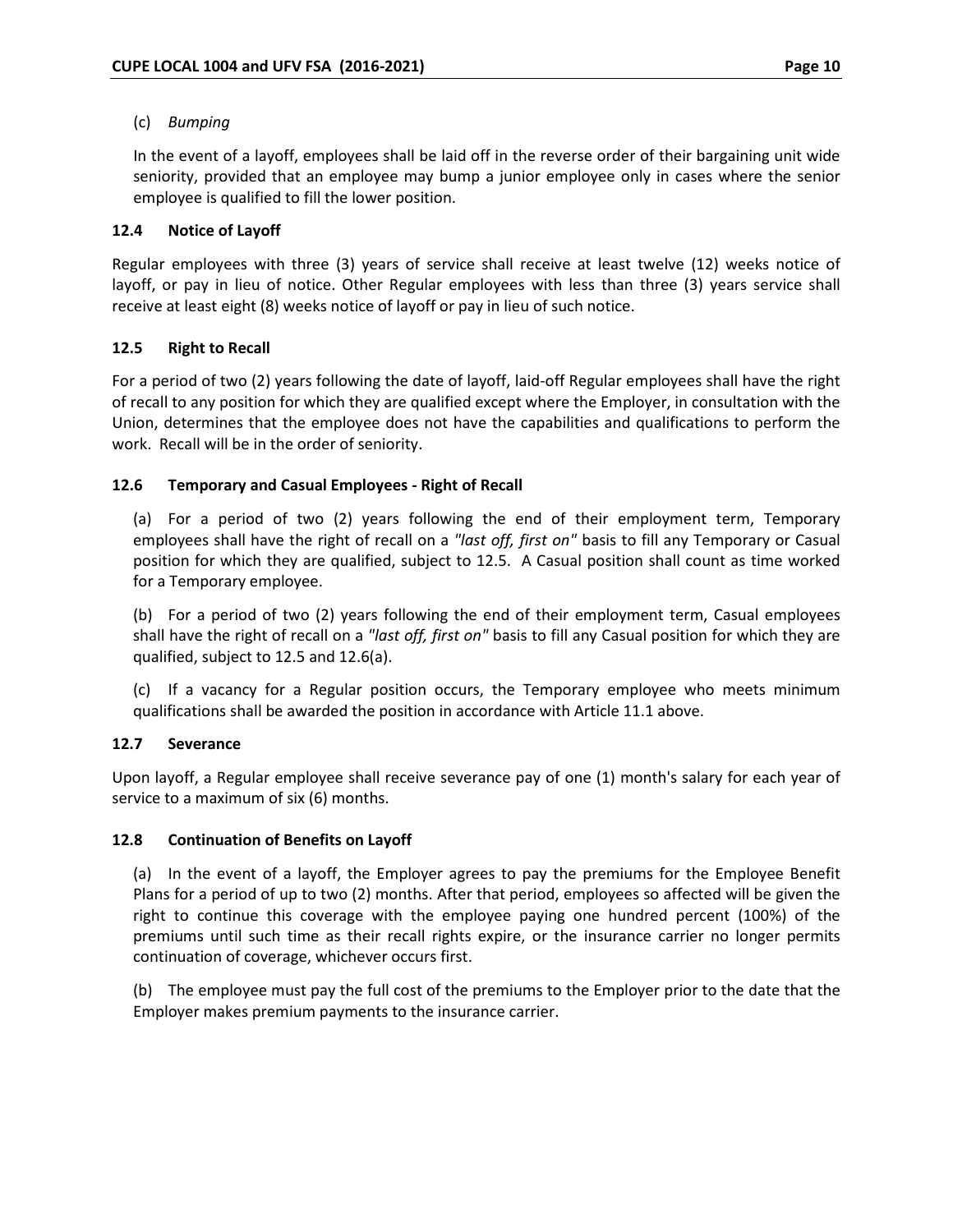(c) *Bumping*

In the event of a layoff, employees shall be laid off in the reverse order of their bargaining unit wide seniority, provided that an employee may bump a junior employee only in cases where the senior employee is qualified to fill the lower position.

### 12.4 Notice of Layoff

Regular employees with three (3) years of service shall receive at least twelve (12) weeks notice of layoff, or pay in lieu of notice. Other Regular employees with less than three (3) years service shall receive at least eight (8) weeks notice of layoff or pay in lieu of such notice.

### 12.5 Right to Recall

For a period of two (2) years following the date of layoff, laid-off Regular employees shall have the right of recall to any position for which they are qualified except where the Employer, in consultation with the Union, determines that the employee does not have the capabilities and qualifications to perform the work. Recall will be in the order of seniority.

### 12.6 Temporary and Casual Employees - Right of Recall

(a) For a period of two (2) years following the end of their employment term, Temporary employees shall have the right of recall on a *"last off, first on"* basis to fill any Temporary or Casual position for which they are qualified, subject to 12.5. A Casual position shall count as time worked for a Temporary employee.

(b) For a period of two (2) years following the end of their employment term, Casual employees shall have the right of recall on a *"last off, first on"* basis to fill any Casual position for which they are qualified, subject to 12.5 and 12.6(a).

(c) If a vacancy for a Regular position occurs, the Temporary employee who meets minimum qualifications shall be awarded the position in accordance with Article 11.1 above.

### 12.7 Severance

Upon layoff, a Regular employee shall receive severance pay of one (1) month's salary for each year of service to a maximum of six (6) months.

### 12.8 Continuation of Benefits on Layoff

(a) In the event of a layoff, the Employer agrees to pay the premiums for the Employee Benefit Plans for a period of up to two (2) months. After that period, employees so affected will be given the right to continue this coverage with the employee paying one hundred percent (100%) of the premiums until such time as their recall rights expire, or the insurance carrier no longer permits continuation of coverage, whichever occurs first.

(b) The employee must pay the full cost of the premiums to the Employer prior to the date that the Employer makes premium payments to the insurance carrier.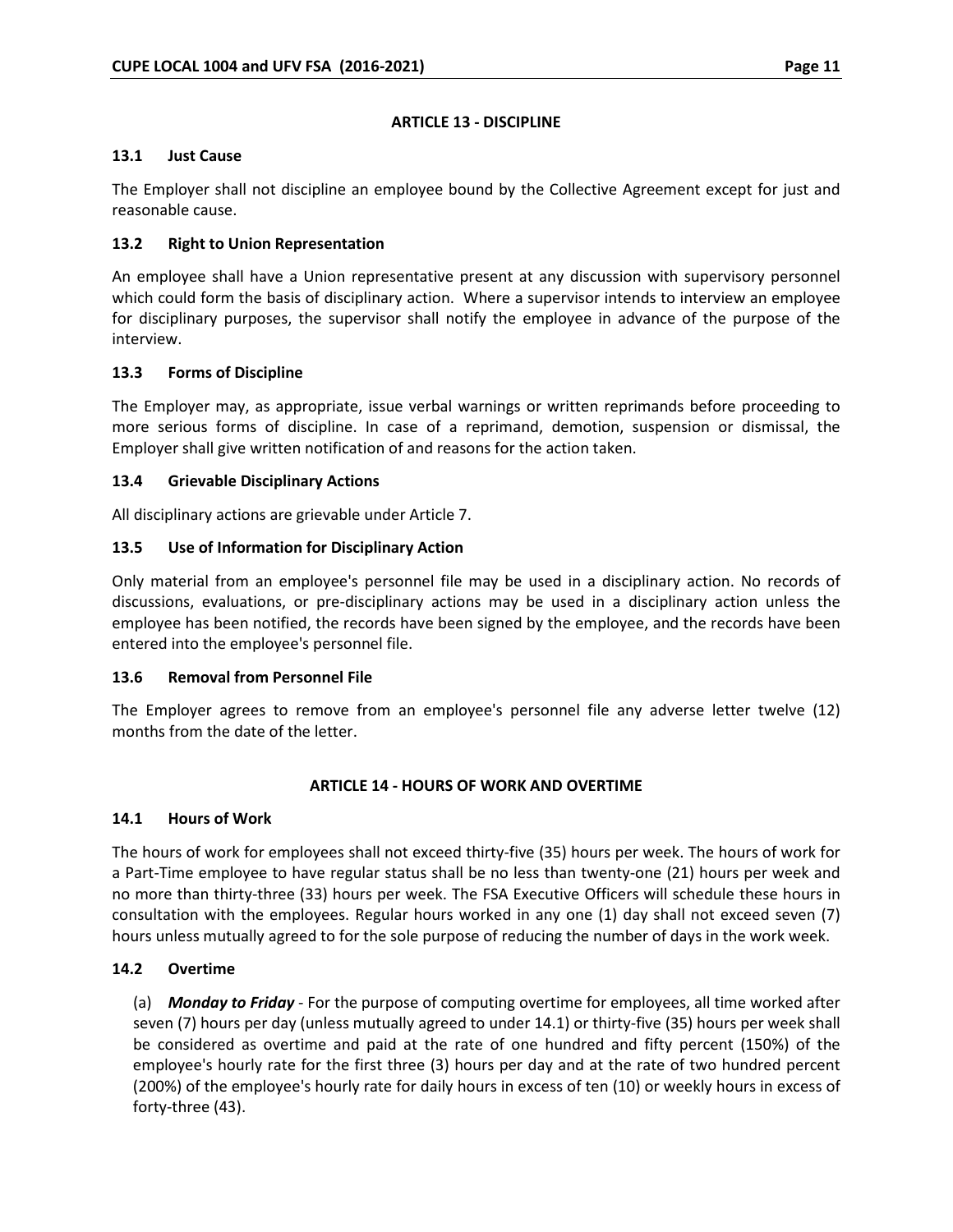## ARTICLE 13 - DISCIPLINE

### 13.1 Just Cause

The Employer shall not discipline an employee bound by the Collective Agreement except for just and reasonable cause.

### 13.2 Right to Union Representation

An employee shall have a Union representative present at any discussion with supervisory personnel which could form the basis of disciplinary action. Where a supervisor intends to interview an employee for disciplinary purposes, the supervisor shall notify the employee in advance of the purpose of the interview.

### 13.3 Forms of Discipline

The Employer may, as appropriate, issue verbal warnings or written reprimands before proceeding to more serious forms of discipline. In case of a reprimand, demotion, suspension or dismissal, the Employer shall give written notification of and reasons for the action taken.

### 13.4 Grievable Disciplinary Actions

All disciplinary actions are grievable under Article 7.

### 13.5 Use of Information for Disciplinary Action

Only material from an employee's personnel file may be used in a disciplinary action. No records of discussions, evaluations, or pre-disciplinary actions may be used in a disciplinary action unless the employee has been notified, the records have been signed by the employee, and the records have been entered into the employee's personnel file.

### 13.6 Removal from Personnel File

The Employer agrees to remove from an employee's personnel file any adverse letter twelve (12) months from the date of the letter.

## ARTICLE 14 - HOURS OF WORK AND OVERTIME

### 14.1 Hours of Work

The hours of work for employees shall not exceed thirty-five (35) hours per week. The hours of work for a Part-Time employee to have regular status shall be no less than twenty-one (21) hours per week and no more than thirty-three (33) hours per week. The FSA Executive Officers will schedule these hours in consultation with the employees. Regular hours worked in any one (1) day shall not exceed seven (7) hours unless mutually agreed to for the sole purpose of reducing the number of days in the work week.

### 14.2 Overtime

(a) ***Monday to Friday*** - For the purpose of computing overtime for employees, all time worked after seven (7) hours per day (unless mutually agreed to under 14.1) or thirty-five (35) hours per week shall be considered as overtime and paid at the rate of one hundred and fifty percent (150%) of the employee's hourly rate for the first three (3) hours per day and at the rate of two hundred percent (200%) of the employee's hourly rate for daily hours in excess of ten (10) or weekly hours in excess of forty-three (43).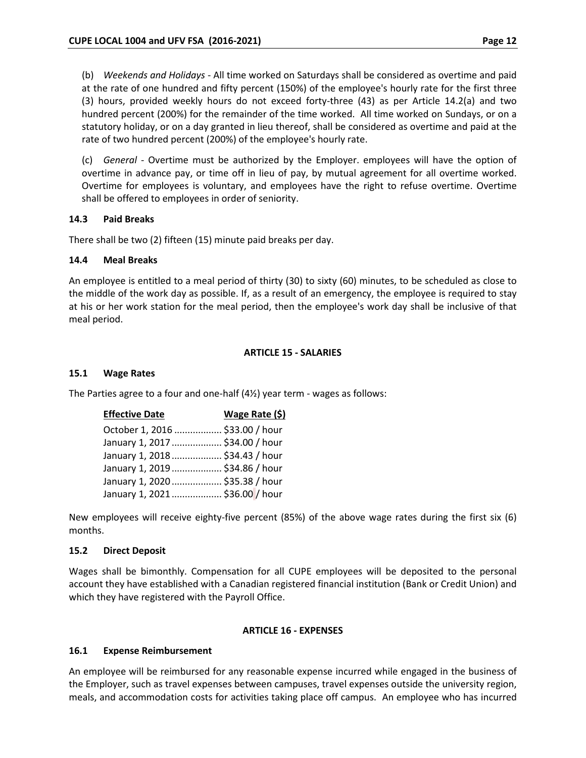(b) *Weekends and Holidays* - All time worked on Saturdays shall be considered as overtime and paid at the rate of one hundred and fifty percent (150%) of the employee's hourly rate for the first three (3) hours, provided weekly hours do not exceed forty-three (43) as per Article 14.2(a) and two hundred percent (200%) for the remainder of the time worked. All time worked on Sundays, or on a statutory holiday, or on a day granted in lieu thereof, shall be considered as overtime and paid at the rate of two hundred percent (200%) of the employee's hourly rate.

(c) *General* - Overtime must be authorized by the Employer. employees will have the option of overtime in advance pay, or time off in lieu of pay, by mutual agreement for all overtime worked. Overtime for employees is voluntary, and employees have the right to refuse overtime. Overtime shall be offered to employees in order of seniority.

### 14.3 Paid Breaks

There shall be two (2) fifteen (15) minute paid breaks per day.

### 14.4 Meal Breaks

An employee is entitled to a meal period of thirty (30) to sixty (60) minutes, to be scheduled as close to the middle of the work day as possible. If, as a result of an emergency, the employee is required to stay at his or her work station for the meal period, then the employee's work day shall be inclusive of that meal period.

## ARTICLE 15 - SALARIES

### 15.1 Wage Rates

The Parties agree to a four and one-half (4½) year term - wages as follows:

| Effective Date | Wage Rate ($) |
|---|---|
| October 1, 2016 | $33.00 / hour |
| January 1, 2017 | $34.00 / hour |
| January 1, 2018 | $34.43 / hour |
| January 1, 2019 | $34.86 / hour |
| January 1, 2020 | $35.38 / hour |
| January 1, 2021 | $36.00 / hour |

New employees will receive eighty-five percent (85%) of the above wage rates during the first six (6) months.

### 15.2 Direct Deposit

Wages shall be bimonthly. Compensation for all CUPE employees will be deposited to the personal account they have established with a Canadian registered financial institution (Bank or Credit Union) and which they have registered with the Payroll Office.

## ARTICLE 16 - EXPENSES

### 16.1 Expense Reimbursement

An employee will be reimbursed for any reasonable expense incurred while engaged in the business of the Employer, such as travel expenses between campuses, travel expenses outside the university region, meals, and accommodation costs for activities taking place off campus. An employee who has incurred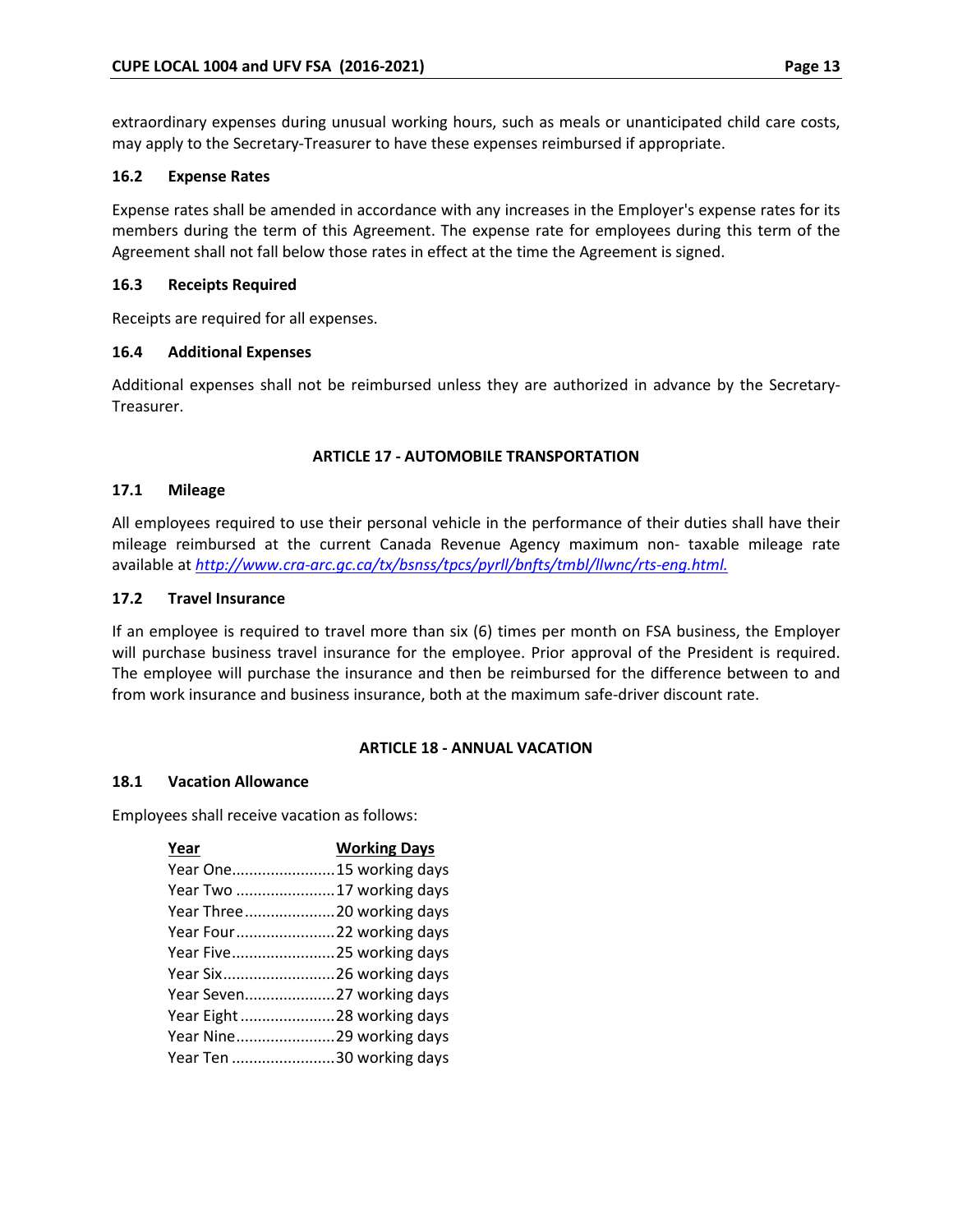extraordinary expenses during unusual working hours, such as meals or unanticipated child care costs, may apply to the Secretary-Treasurer to have these expenses reimbursed if appropriate.

### 16.2 Expense Rates

Expense rates shall be amended in accordance with any increases in the Employer's expense rates for its members during the term of this Agreement. The expense rate for employees during this term of the Agreement shall not fall below those rates in effect at the time the Agreement is signed.

### 16.3 Receipts Required

Receipts are required for all expenses.

### 16.4 Additional Expenses

Additional expenses shall not be reimbursed unless they are authorized in advance by the Secretary-Treasurer.

## ARTICLE 17 - AUTOMOBILE TRANSPORTATION

### 17.1 Mileage

All employees required to use their personal vehicle in the performance of their duties shall have their mileage reimbursed at the current Canada Revenue Agency maximum non- taxable mileage rate available at *http://www.cra-arc.gc.ca/tx/bsnss/tpcs/pyrll/bnfts/tmbl/llwnc/rts-eng.html.*

### 17.2 Travel Insurance

If an employee is required to travel more than six (6) times per month on FSA business, the Employer will purchase business travel insurance for the employee. Prior approval of the President is required. The employee will purchase the insurance and then be reimbursed for the difference between to and from work insurance and business insurance, both at the maximum safe-driver discount rate.

## ARTICLE 18 - ANNUAL VACATION

### 18.1 Vacation Allowance

Employees shall receive vacation as follows:

| Year | Working Days |
|---|---|
| Year One | 15 working days |
| Year Two | 17 working days |
| Year Three | 20 working days |
| Year Four | 22 working days |
| Year Five | 25 working days |
| Year Six | 26 working days |
| Year Seven | 27 working days |
| Year Eight | 28 working days |
| Year Nine | 29 working days |
| Year Ten | 30 working days |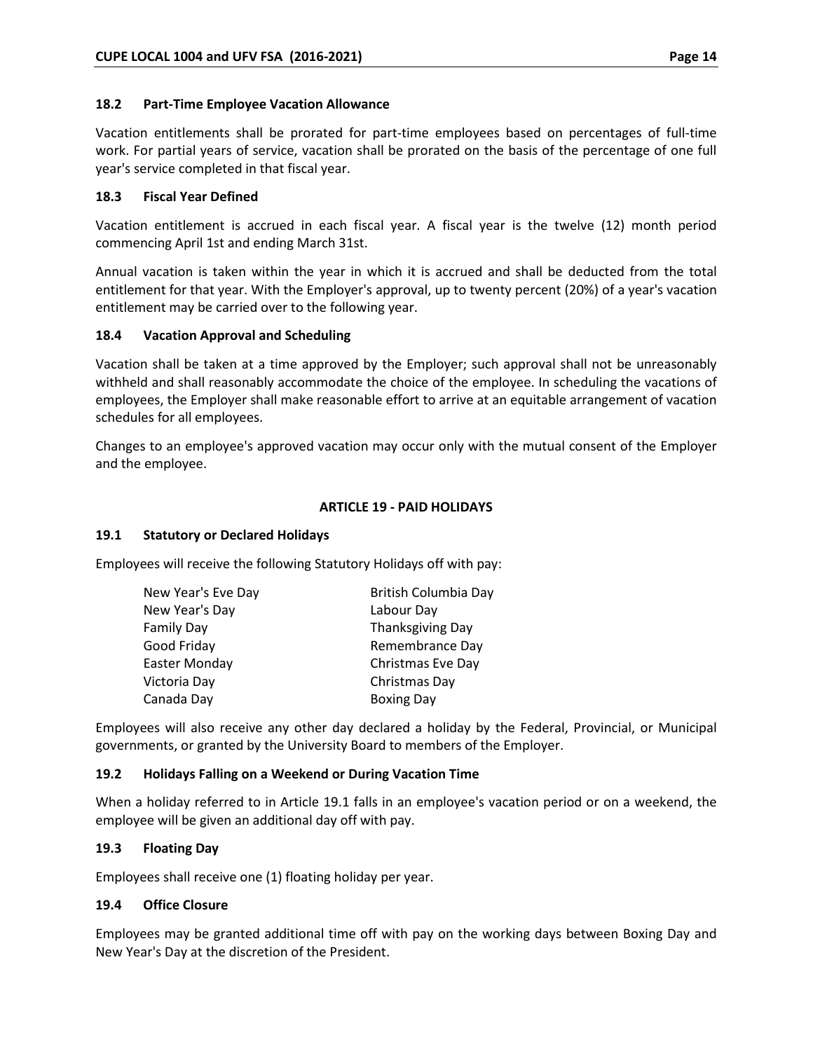### 18.2 Part-Time Employee Vacation Allowance

Vacation entitlements shall be prorated for part-time employees based on percentages of full-time work. For partial years of service, vacation shall be prorated on the basis of the percentage of one full year's service completed in that fiscal year.

### 18.3 Fiscal Year Defined

Vacation entitlement is accrued in each fiscal year. A fiscal year is the twelve (12) month period commencing April 1st and ending March 31st.

Annual vacation is taken within the year in which it is accrued and shall be deducted from the total entitlement for that year. With the Employer's approval, up to twenty percent (20%) of a year's vacation entitlement may be carried over to the following year.

### 18.4 Vacation Approval and Scheduling

Vacation shall be taken at a time approved by the Employer; such approval shall not be unreasonably withheld and shall reasonably accommodate the choice of the employee. In scheduling the vacations of employees, the Employer shall make reasonable effort to arrive at an equitable arrangement of vacation schedules for all employees.

Changes to an employee's approved vacation may occur only with the mutual consent of the Employer and the employee.

## ARTICLE 19 - PAID HOLIDAYS

### 19.1 Statutory or Declared Holidays

Employees will receive the following Statutory Holidays off with pay:

| | |
|---|---|
| New Year's Eve Day | British Columbia Day |
| New Year's Day | Labour Day |
| Family Day | Thanksgiving Day |
| Good Friday | Remembrance Day |
| Easter Monday | Christmas Eve Day |
| Victoria Day | Christmas Day |
| Canada Day | Boxing Day |

Employees will also receive any other day declared a holiday by the Federal, Provincial, or Municipal governments, or granted by the University Board to members of the Employer.

### 19.2 Holidays Falling on a Weekend or During Vacation Time

When a holiday referred to in Article 19.1 falls in an employee's vacation period or on a weekend, the employee will be given an additional day off with pay.

### 19.3 Floating Day

Employees shall receive one (1) floating holiday per year.

### 19.4 Office Closure

Employees may be granted additional time off with pay on the working days between Boxing Day and New Year's Day at the discretion of the President.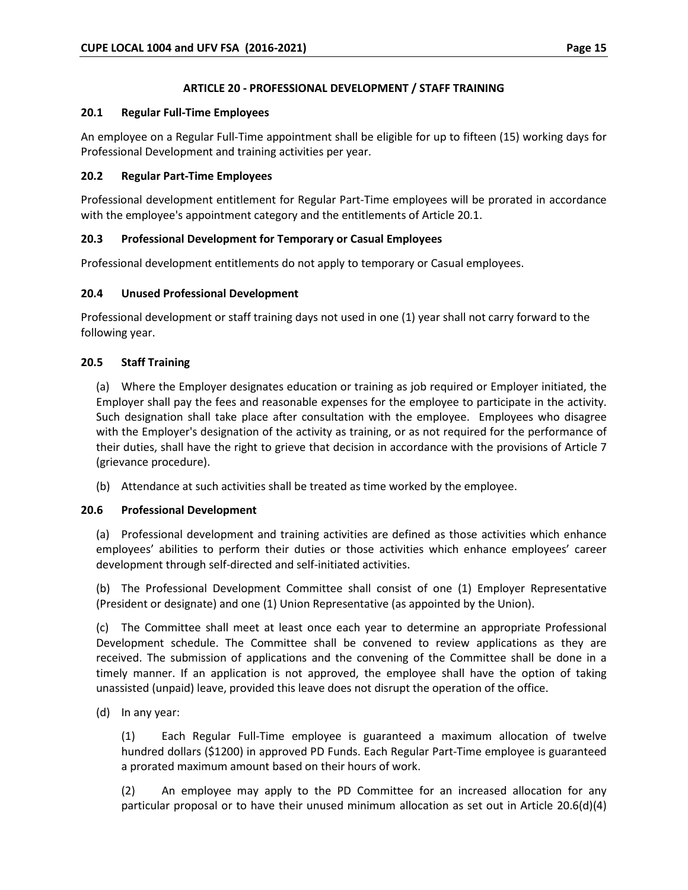## ARTICLE 20 - PROFESSIONAL DEVELOPMENT / STAFF TRAINING

### 20.1 Regular Full-Time Employees

An employee on a Regular Full-Time appointment shall be eligible for up to fifteen (15) working days for Professional Development and training activities per year.

### 20.2 Regular Part-Time Employees

Professional development entitlement for Regular Part-Time employees will be prorated in accordance with the employee's appointment category and the entitlements of Article 20.1.

### 20.3 Professional Development for Temporary or Casual Employees

Professional development entitlements do not apply to temporary or Casual employees.

### 20.4 Unused Professional Development

Professional development or staff training days not used in one (1) year shall not carry forward to the following year.

### 20.5 Staff Training

(a) Where the Employer designates education or training as job required or Employer initiated, the Employer shall pay the fees and reasonable expenses for the employee to participate in the activity. Such designation shall take place after consultation with the employee. Employees who disagree with the Employer's designation of the activity as training, or as not required for the performance of their duties, shall have the right to grieve that decision in accordance with the provisions of Article 7 (grievance procedure).

(b) Attendance at such activities shall be treated as time worked by the employee.

### 20.6 Professional Development

(a) Professional development and training activities are defined as those activities which enhance employees' abilities to perform their duties or those activities which enhance employees' career development through self-directed and self-initiated activities.

(b) The Professional Development Committee shall consist of one (1) Employer Representative (President or designate) and one (1) Union Representative (as appointed by the Union).

(c) The Committee shall meet at least once each year to determine an appropriate Professional Development schedule. The Committee shall be convened to review applications as they are received. The submission of applications and the convening of the Committee shall be done in a timely manner. If an application is not approved, the employee shall have the option of taking unassisted (unpaid) leave, provided this leave does not disrupt the operation of the office.

(d) In any year:

(1) Each Regular Full-Time employee is guaranteed a maximum allocation of twelve hundred dollars ($1200) in approved PD Funds. Each Regular Part-Time employee is guaranteed a prorated maximum amount based on their hours of work.

(2) An employee may apply to the PD Committee for an increased allocation for any particular proposal or to have their unused minimum allocation as set out in Article 20.6(d)(4)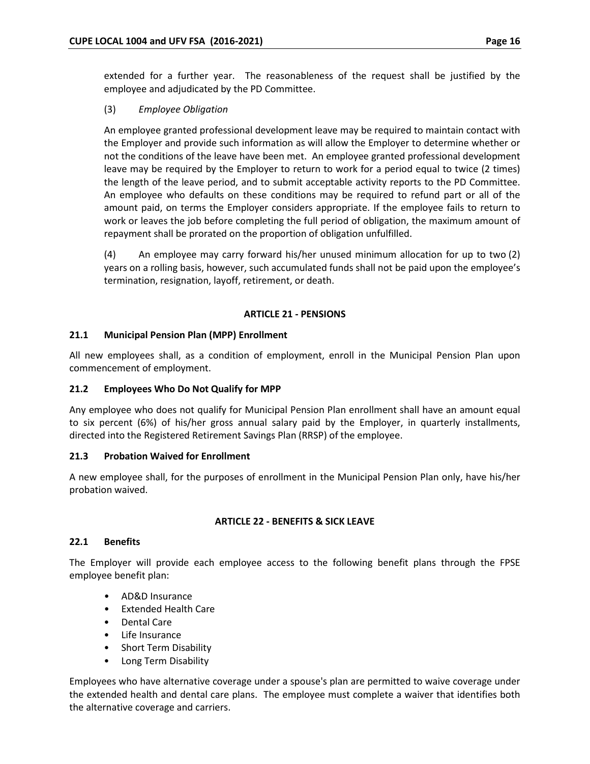extended for a further year. The reasonableness of the request shall be justified by the employee and adjudicated by the PD Committee.

(3) *Employee Obligation*

An employee granted professional development leave may be required to maintain contact with the Employer and provide such information as will allow the Employer to determine whether or not the conditions of the leave have been met. An employee granted professional development leave may be required by the Employer to return to work for a period equal to twice (2 times) the length of the leave period, and to submit acceptable activity reports to the PD Committee. An employee who defaults on these conditions may be required to refund part or all of the amount paid, on terms the Employer considers appropriate. If the employee fails to return to work or leaves the job before completing the full period of obligation, the maximum amount of repayment shall be prorated on the proportion of obligation unfulfilled.

(4) An employee may carry forward his/her unused minimum allocation for up to two (2) years on a rolling basis, however, such accumulated funds shall not be paid upon the employee's termination, resignation, layoff, retirement, or death.

## ARTICLE 21 - PENSIONS

### 21.1 Municipal Pension Plan (MPP) Enrollment

All new employees shall, as a condition of employment, enroll in the Municipal Pension Plan upon commencement of employment.

### 21.2 Employees Who Do Not Qualify for MPP

Any employee who does not qualify for Municipal Pension Plan enrollment shall have an amount equal to six percent (6%) of his/her gross annual salary paid by the Employer, in quarterly installments, directed into the Registered Retirement Savings Plan (RRSP) of the employee.

### 21.3 Probation Waived for Enrollment

A new employee shall, for the purposes of enrollment in the Municipal Pension Plan only, have his/her probation waived.

## ARTICLE 22 - BENEFITS & SICK LEAVE

### 22.1 Benefits

The Employer will provide each employee access to the following benefit plans through the FPSE employee benefit plan:

- AD&D Insurance
- Extended Health Care
- Dental Care
- Life Insurance
- Short Term Disability
- Long Term Disability

Employees who have alternative coverage under a spouse's plan are permitted to waive coverage under the extended health and dental care plans. The employee must complete a waiver that identifies both the alternative coverage and carriers.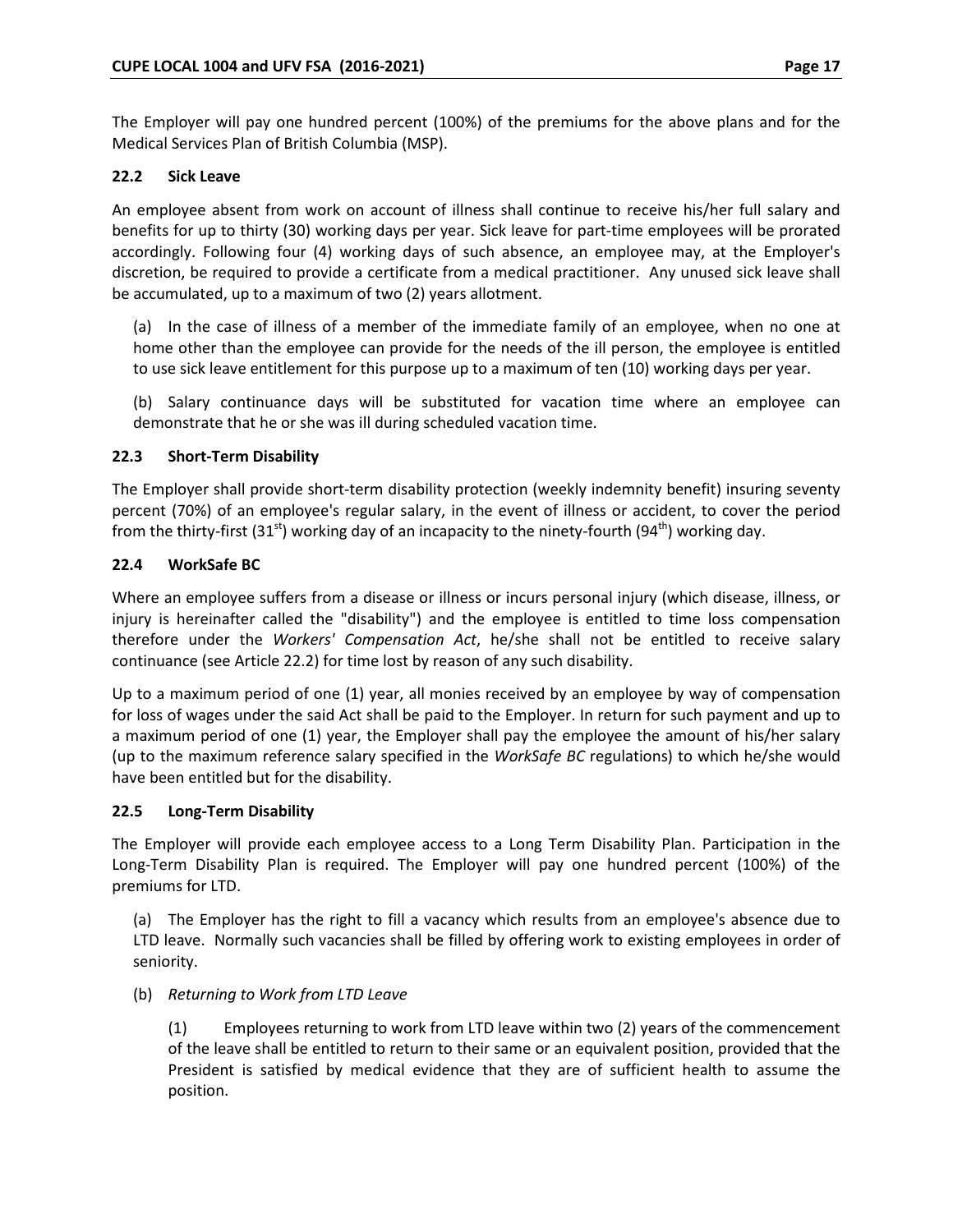The Employer will pay one hundred percent (100%) of the premiums for the above plans and for the Medical Services Plan of British Columbia (MSP).

### 22.2 Sick Leave

An employee absent from work on account of illness shall continue to receive his/her full salary and benefits for up to thirty (30) working days per year. Sick leave for part-time employees will be prorated accordingly. Following four (4) working days of such absence, an employee may, at the Employer's discretion, be required to provide a certificate from a medical practitioner. Any unused sick leave shall be accumulated, up to a maximum of two (2) years allotment.

(a) In the case of illness of a member of the immediate family of an employee, when no one at home other than the employee can provide for the needs of the ill person, the employee is entitled to use sick leave entitlement for this purpose up to a maximum of ten (10) working days per year.

(b) Salary continuance days will be substituted for vacation time where an employee can demonstrate that he or she was ill during scheduled vacation time.

### 22.3 Short-Term Disability

The Employer shall provide short-term disability protection (weekly indemnity benefit) insuring seventy percent (70%) of an employee's regular salary, in the event of illness or accident, to cover the period from the thirty-first (31st) working day of an incapacity to the ninety-fourth (94th) working day.

### 22.4 WorkSafe BC

Where an employee suffers from a disease or illness or incurs personal injury (which disease, illness, or injury is hereinafter called the "disability") and the employee is entitled to time loss compensation therefore under the *Workers' Compensation Act*, he/she shall not be entitled to receive salary continuance (see Article 22.2) for time lost by reason of any such disability.

Up to a maximum period of one (1) year, all monies received by an employee by way of compensation for loss of wages under the said Act shall be paid to the Employer. In return for such payment and up to a maximum period of one (1) year, the Employer shall pay the employee the amount of his/her salary (up to the maximum reference salary specified in the *WorkSafe BC* regulations) to which he/she would have been entitled but for the disability.

### 22.5 Long-Term Disability

The Employer will provide each employee access to a Long Term Disability Plan. Participation in the Long-Term Disability Plan is required. The Employer will pay one hundred percent (100%) of the premiums for LTD.

(a) The Employer has the right to fill a vacancy which results from an employee's absence due to LTD leave. Normally such vacancies shall be filled by offering work to existing employees in order of seniority.

(b) *Returning to Work from LTD Leave*

(1) Employees returning to work from LTD leave within two (2) years of the commencement of the leave shall be entitled to return to their same or an equivalent position, provided that the President is satisfied by medical evidence that they are of sufficient health to assume the position.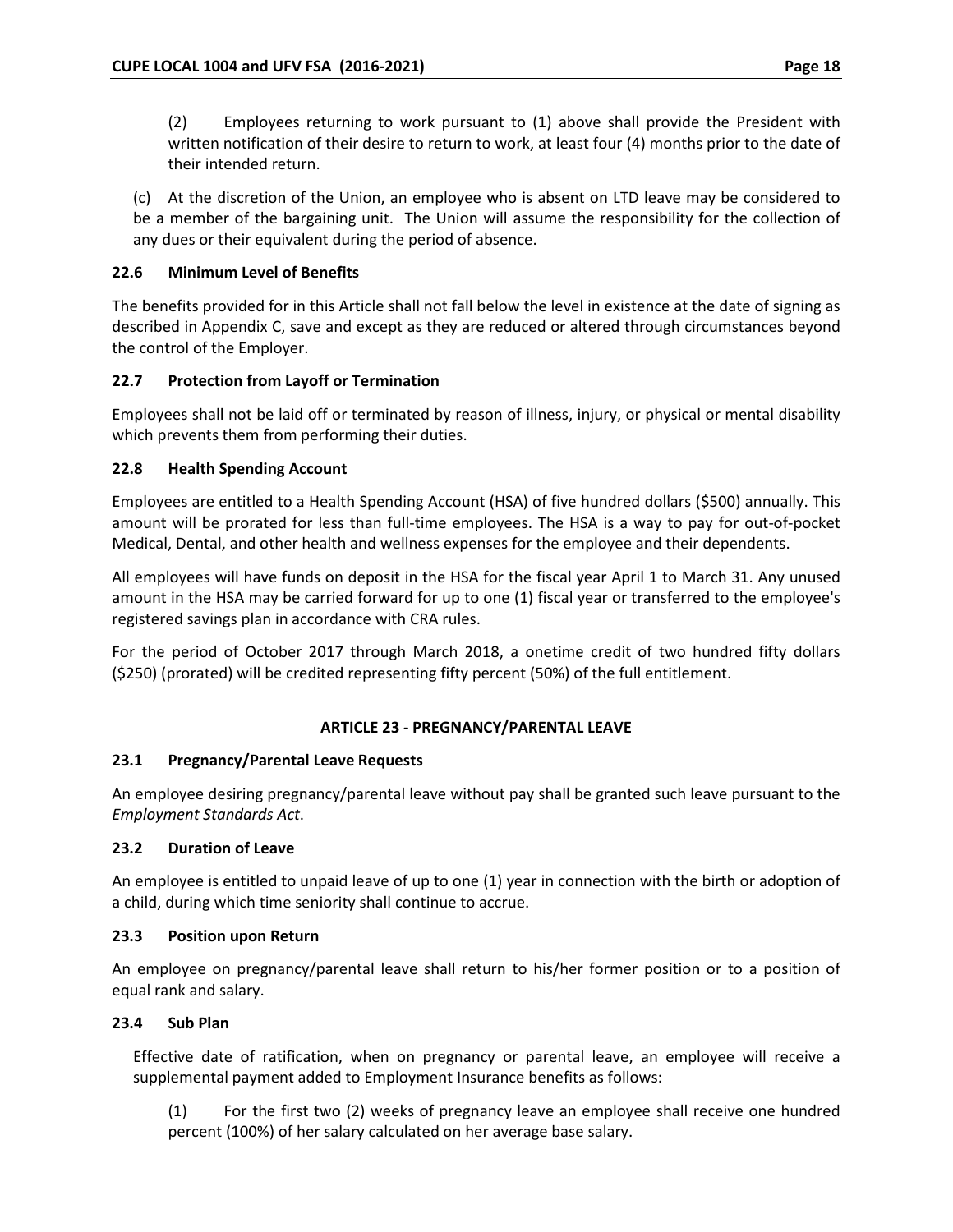(2) Employees returning to work pursuant to (1) above shall provide the President with written notification of their desire to return to work, at least four (4) months prior to the date of their intended return.

(c) At the discretion of the Union, an employee who is absent on LTD leave may be considered to be a member of the bargaining unit. The Union will assume the responsibility for the collection of any dues or their equivalent during the period of absence.

### 22.6 Minimum Level of Benefits

The benefits provided for in this Article shall not fall below the level in existence at the date of signing as described in Appendix C, save and except as they are reduced or altered through circumstances beyond the control of the Employer.

### 22.7 Protection from Layoff or Termination

Employees shall not be laid off or terminated by reason of illness, injury, or physical or mental disability which prevents them from performing their duties.

### 22.8 Health Spending Account

Employees are entitled to a Health Spending Account (HSA) of five hundred dollars ($500) annually. This amount will be prorated for less than full-time employees. The HSA is a way to pay for out-of-pocket Medical, Dental, and other health and wellness expenses for the employee and their dependents.

All employees will have funds on deposit in the HSA for the fiscal year April 1 to March 31. Any unused amount in the HSA may be carried forward for up to one (1) fiscal year or transferred to the employee's registered savings plan in accordance with CRA rules.

For the period of October 2017 through March 2018, a onetime credit of two hundred fifty dollars ($250) (prorated) will be credited representing fifty percent (50%) of the full entitlement.

## ARTICLE 23 - PREGNANCY/PARENTAL LEAVE

### 23.1 Pregnancy/Parental Leave Requests

An employee desiring pregnancy/parental leave without pay shall be granted such leave pursuant to the *Employment Standards Act*.

### 23.2 Duration of Leave

An employee is entitled to unpaid leave of up to one (1) year in connection with the birth or adoption of a child, during which time seniority shall continue to accrue.

### 23.3 Position upon Return

An employee on pregnancy/parental leave shall return to his/her former position or to a position of equal rank and salary.

### 23.4 Sub Plan

Effective date of ratification, when on pregnancy or parental leave, an employee will receive a supplemental payment added to Employment Insurance benefits as follows:

(1) For the first two (2) weeks of pregnancy leave an employee shall receive one hundred percent (100%) of her salary calculated on her average base salary.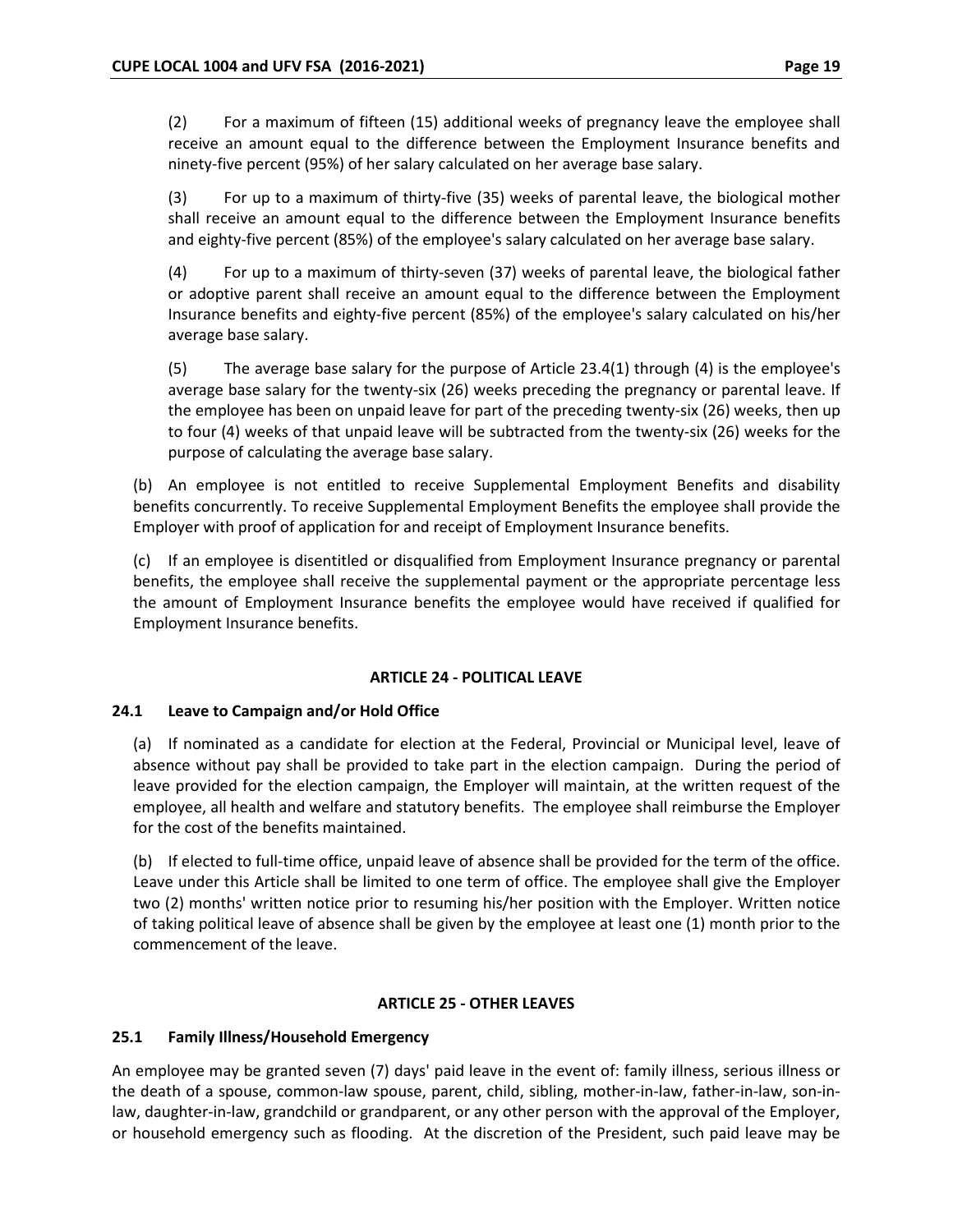(2) For a maximum of fifteen (15) additional weeks of pregnancy leave the employee shall receive an amount equal to the difference between the Employment Insurance benefits and ninety-five percent (95%) of her salary calculated on her average base salary.

(3) For up to a maximum of thirty-five (35) weeks of parental leave, the biological mother shall receive an amount equal to the difference between the Employment Insurance benefits and eighty-five percent (85%) of the employee's salary calculated on her average base salary.

(4) For up to a maximum of thirty-seven (37) weeks of parental leave, the biological father or adoptive parent shall receive an amount equal to the difference between the Employment Insurance benefits and eighty-five percent (85%) of the employee's salary calculated on his/her average base salary.

(5) The average base salary for the purpose of Article 23.4(1) through (4) is the employee's average base salary for the twenty-six (26) weeks preceding the pregnancy or parental leave. If the employee has been on unpaid leave for part of the preceding twenty-six (26) weeks, then up to four (4) weeks of that unpaid leave will be subtracted from the twenty-six (26) weeks for the purpose of calculating the average base salary.

(b) An employee is not entitled to receive Supplemental Employment Benefits and disability benefits concurrently. To receive Supplemental Employment Benefits the employee shall provide the Employer with proof of application for and receipt of Employment Insurance benefits.

(c) If an employee is disentitled or disqualified from Employment Insurance pregnancy or parental benefits, the employee shall receive the supplemental payment or the appropriate percentage less the amount of Employment Insurance benefits the employee would have received if qualified for Employment Insurance benefits.

## ARTICLE 24 - POLITICAL LEAVE

### 24.1 Leave to Campaign and/or Hold Office

(a) If nominated as a candidate for election at the Federal, Provincial or Municipal level, leave of absence without pay shall be provided to take part in the election campaign. During the period of leave provided for the election campaign, the Employer will maintain, at the written request of the employee, all health and welfare and statutory benefits. The employee shall reimburse the Employer for the cost of the benefits maintained.

(b) If elected to full-time office, unpaid leave of absence shall be provided for the term of the office. Leave under this Article shall be limited to one term of office. The employee shall give the Employer two (2) months' written notice prior to resuming his/her position with the Employer. Written notice of taking political leave of absence shall be given by the employee at least one (1) month prior to the commencement of the leave.

## ARTICLE 25 - OTHER LEAVES

### 25.1 Family Illness/Household Emergency

An employee may be granted seven (7) days' paid leave in the event of: family illness, serious illness or the death of a spouse, common-law spouse, parent, child, sibling, mother-in-law, father-in-law, son-in-law, daughter-in-law, grandchild or grandparent, or any other person with the approval of the Employer, or household emergency such as flooding. At the discretion of the President, such paid leave may be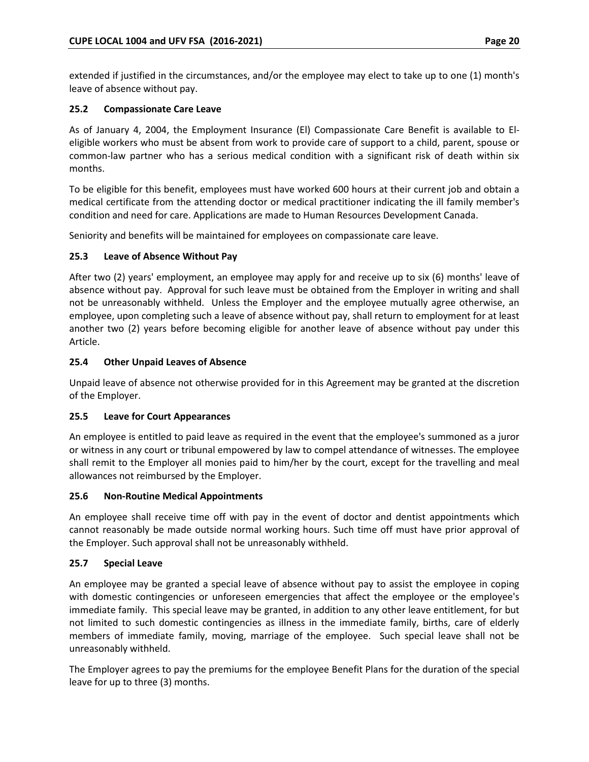extended if justified in the circumstances, and/or the employee may elect to take up to one (1) month's leave of absence without pay.

### 25.2 Compassionate Care Leave

As of January 4, 2004, the Employment Insurance (El) Compassionate Care Benefit is available to El-eligible workers who must be absent from work to provide care of support to a child, parent, spouse or common-law partner who has a serious medical condition with a significant risk of death within six months.

To be eligible for this benefit, employees must have worked 600 hours at their current job and obtain a medical certificate from the attending doctor or medical practitioner indicating the ill family member's condition and need for care. Applications are made to Human Resources Development Canada.

Seniority and benefits will be maintained for employees on compassionate care leave.

### 25.3 Leave of Absence Without Pay

After two (2) years' employment, an employee may apply for and receive up to six (6) months' leave of absence without pay. Approval for such leave must be obtained from the Employer in writing and shall not be unreasonably withheld. Unless the Employer and the employee mutually agree otherwise, an employee, upon completing such a leave of absence without pay, shall return to employment for at least another two (2) years before becoming eligible for another leave of absence without pay under this Article.

### 25.4 Other Unpaid Leaves of Absence

Unpaid leave of absence not otherwise provided for in this Agreement may be granted at the discretion of the Employer.

### 25.5 Leave for Court Appearances

An employee is entitled to paid leave as required in the event that the employee's summoned as a juror or witness in any court or tribunal empowered by law to compel attendance of witnesses. The employee shall remit to the Employer all monies paid to him/her by the court, except for the travelling and meal allowances not reimbursed by the Employer.

### 25.6 Non-Routine Medical Appointments

An employee shall receive time off with pay in the event of doctor and dentist appointments which cannot reasonably be made outside normal working hours. Such time off must have prior approval of the Employer. Such approval shall not be unreasonably withheld.

### 25.7 Special Leave

An employee may be granted a special leave of absence without pay to assist the employee in coping with domestic contingencies or unforeseen emergencies that affect the employee or the employee's immediate family. This special leave may be granted, in addition to any other leave entitlement, for but not limited to such domestic contingencies as illness in the immediate family, births, care of elderly members of immediate family, moving, marriage of the employee. Such special leave shall not be unreasonably withheld.

The Employer agrees to pay the premiums for the employee Benefit Plans for the duration of the special leave for up to three (3) months.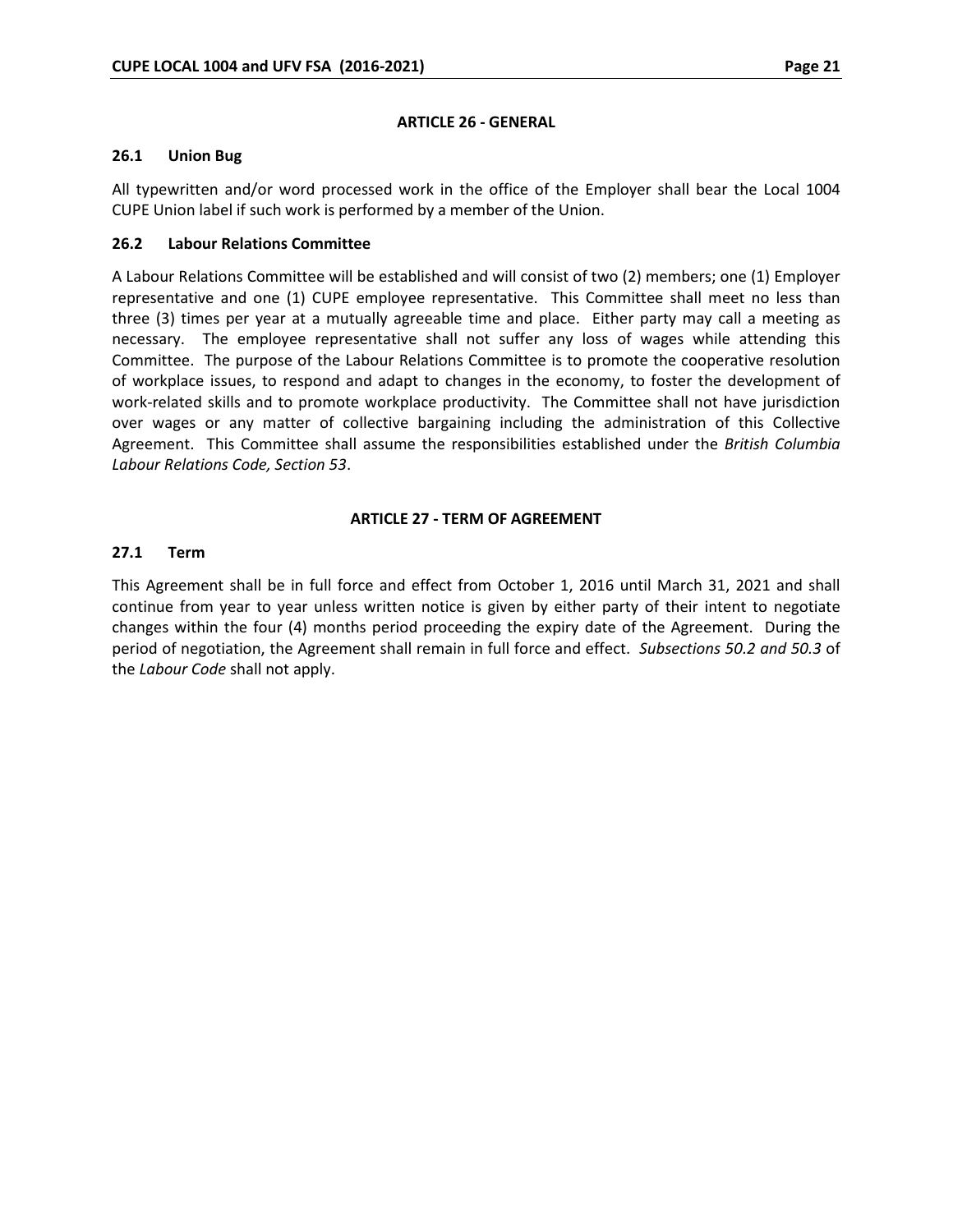## ARTICLE 26 - GENERAL

### 26.1 Union Bug

All typewritten and/or word processed work in the office of the Employer shall bear the Local 1004 CUPE Union label if such work is performed by a member of the Union.

### 26.2 Labour Relations Committee

A Labour Relations Committee will be established and will consist of two (2) members; one (1) Employer representative and one (1) CUPE employee representative. This Committee shall meet no less than three (3) times per year at a mutually agreeable time and place. Either party may call a meeting as necessary. The employee representative shall not suffer any loss of wages while attending this Committee. The purpose of the Labour Relations Committee is to promote the cooperative resolution of workplace issues, to respond and adapt to changes in the economy, to foster the development of work-related skills and to promote workplace productivity. The Committee shall not have jurisdiction over wages or any matter of collective bargaining including the administration of this Collective Agreement. This Committee shall assume the responsibilities established under the *British Columbia Labour Relations Code, Section 53*.

## ARTICLE 27 - TERM OF AGREEMENT

### 27.1 Term

This Agreement shall be in full force and effect from October 1, 2016 until March 31, 2021 and shall continue from year to year unless written notice is given by either party of their intent to negotiate changes within the four (4) months period proceeding the expiry date of the Agreement. During the period of negotiation, the Agreement shall remain in full force and effect. *Subsections 50.2 and 50.3* of the *Labour Code* shall not apply.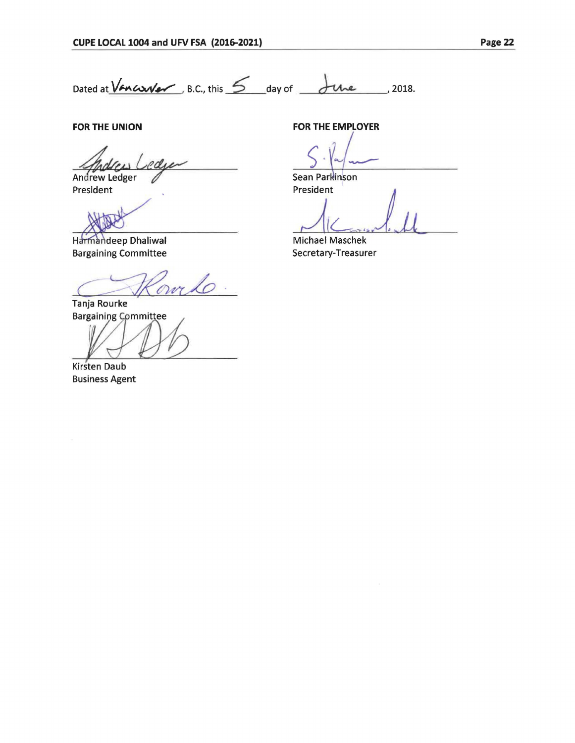Dated at Vancouver, B.C., this 5 day of June, 2018.

**FOR THE UNION**

Andrew Ledger
President

Harmandeep Dhaliwal
Bargaining Committee

Tanja Rourke
Bargaining Committee

Kirsten Daub
Business Agent

**FOR THE EMPLOYER**

Sean Parkinson
President

Michael Maschek
Secretary-Treasurer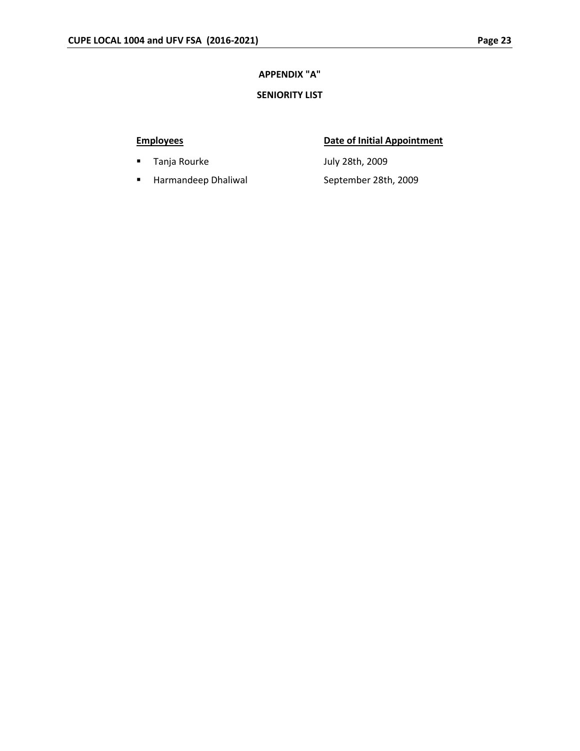## APPENDIX "A"

## SENIORITY LIST

| Employees | Date of Initial Appointment |
|---|---|
| Tanja Rourke | July 28th, 2009 |
| Harmandeep Dhaliwal | September 28th, 2009 |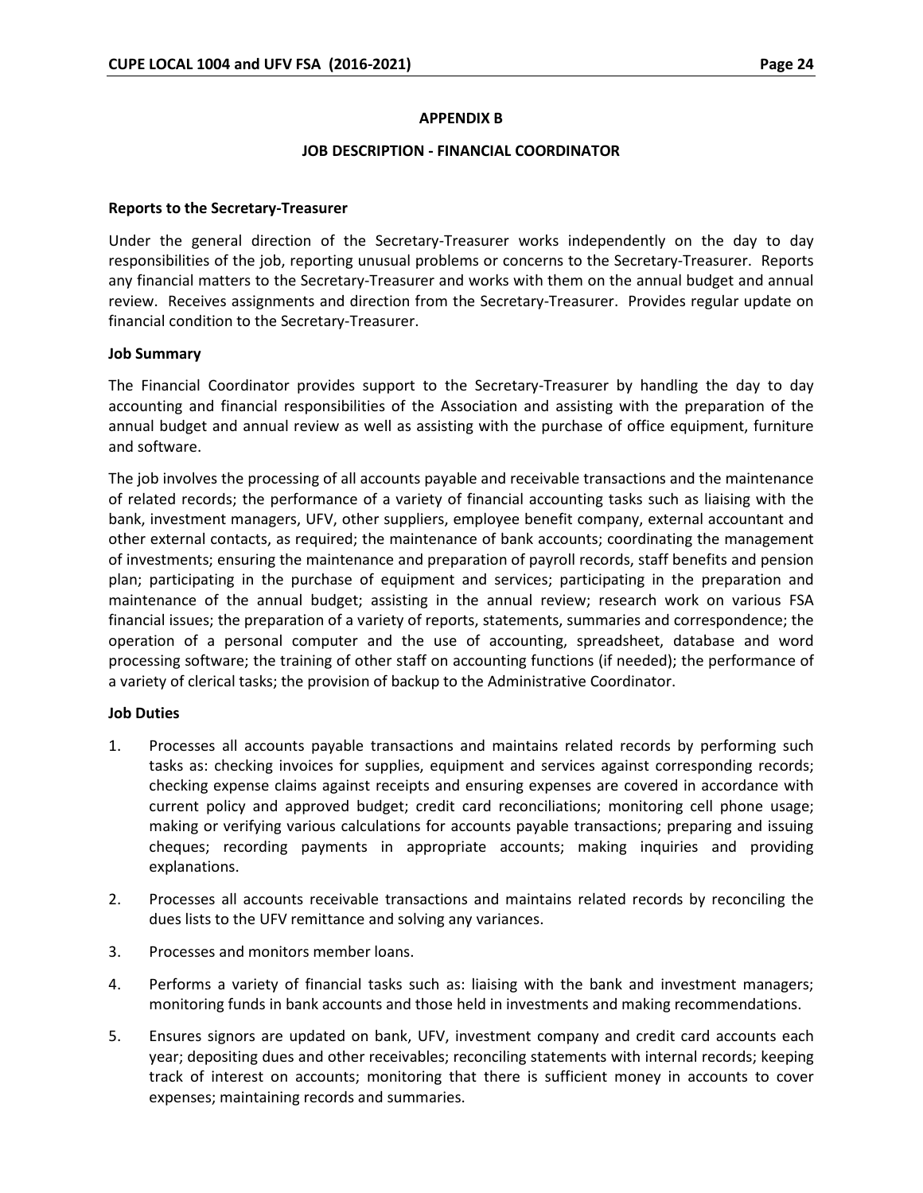## APPENDIX B

## JOB DESCRIPTION - FINANCIAL COORDINATOR

**Reports to the Secretary-Treasurer**

Under the general direction of the Secretary-Treasurer works independently on the day to day responsibilities of the job, reporting unusual problems or concerns to the Secretary-Treasurer. Reports any financial matters to the Secretary-Treasurer and works with them on the annual budget and annual review. Receives assignments and direction from the Secretary-Treasurer. Provides regular update on financial condition to the Secretary-Treasurer.

**Job Summary**

The Financial Coordinator provides support to the Secretary-Treasurer by handling the day to day accounting and financial responsibilities of the Association and assisting with the preparation of the annual budget and annual review as well as assisting with the purchase of office equipment, furniture and software.

The job involves the processing of all accounts payable and receivable transactions and the maintenance of related records; the performance of a variety of financial accounting tasks such as liaising with the bank, investment managers, UFV, other suppliers, employee benefit company, external accountant and other external contacts, as required; the maintenance of bank accounts; coordinating the management of investments; ensuring the maintenance and preparation of payroll records, staff benefits and pension plan; participating in the purchase of equipment and services; participating in the preparation and maintenance of the annual budget; assisting in the annual review; research work on various FSA financial issues; the preparation of a variety of reports, statements, summaries and correspondence; the operation of a personal computer and the use of accounting, spreadsheet, database and word processing software; the training of other staff on accounting functions (if needed); the performance of a variety of clerical tasks; the provision of backup to the Administrative Coordinator.

**Job Duties**

1. Processes all accounts payable transactions and maintains related records by performing such tasks as: checking invoices for supplies, equipment and services against corresponding records; checking expense claims against receipts and ensuring expenses are covered in accordance with current policy and approved budget; credit card reconciliations; monitoring cell phone usage; making or verifying various calculations for accounts payable transactions; preparing and issuing cheques; recording payments in appropriate accounts; making inquiries and providing explanations.

2. Processes all accounts receivable transactions and maintains related records by reconciling the dues lists to the UFV remittance and solving any variances.

3. Processes and monitors member loans.

4. Performs a variety of financial tasks such as: liaising with the bank and investment managers; monitoring funds in bank accounts and those held in investments and making recommendations.

5. Ensures signors are updated on bank, UFV, investment company and credit card accounts each year; depositing dues and other receivables; reconciling statements with internal records; keeping track of interest on accounts; monitoring that there is sufficient money in accounts to cover expenses; maintaining records and summaries.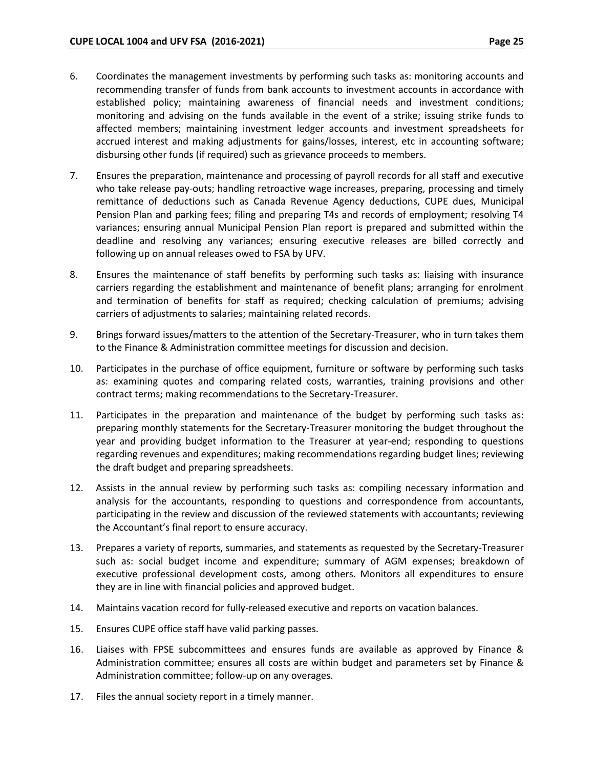6. Coordinates the management investments by performing such tasks as: monitoring accounts and recommending transfer of funds from bank accounts to investment accounts in accordance with established policy; maintaining awareness of financial needs and investment conditions; monitoring and advising on the funds available in the event of a strike; issuing strike funds to affected members; maintaining investment ledger accounts and investment spreadsheets for accrued interest and making adjustments for gains/losses, interest, etc in accounting software; disbursing other funds (if required) such as grievance proceeds to members.

7. Ensures the preparation, maintenance and processing of payroll records for all staff and executive who take release pay-outs; handling retroactive wage increases, preparing, processing and timely remittance of deductions such as Canada Revenue Agency deductions, CUPE dues, Municipal Pension Plan and parking fees; filing and preparing T4s and records of employment; resolving T4 variances; ensuring annual Municipal Pension Plan report is prepared and submitted within the deadline and resolving any variances; ensuring executive releases are billed correctly and following up on annual releases owed to FSA by UFV.

8. Ensures the maintenance of staff benefits by performing such tasks as: liaising with insurance carriers regarding the establishment and maintenance of benefit plans; arranging for enrolment and termination of benefits for staff as required; checking calculation of premiums; advising carriers of adjustments to salaries; maintaining related records.

9. Brings forward issues/matters to the attention of the Secretary-Treasurer, who in turn takes them to the Finance & Administration committee meetings for discussion and decision.

10. Participates in the purchase of office equipment, furniture or software by performing such tasks as: examining quotes and comparing related costs, warranties, training provisions and other contract terms; making recommendations to the Secretary-Treasurer.

11. Participates in the preparation and maintenance of the budget by performing such tasks as: preparing monthly statements for the Secretary-Treasurer monitoring the budget throughout the year and providing budget information to the Treasurer at year-end; responding to questions regarding revenues and expenditures; making recommendations regarding budget lines; reviewing the draft budget and preparing spreadsheets.

12. Assists in the annual review by performing such tasks as: compiling necessary information and analysis for the accountants, responding to questions and correspondence from accountants, participating in the review and discussion of the reviewed statements with accountants; reviewing the Accountant's final report to ensure accuracy.

13. Prepares a variety of reports, summaries, and statements as requested by the Secretary-Treasurer such as: social budget income and expenditure; summary of AGM expenses; breakdown of executive professional development costs, among others. Monitors all expenditures to ensure they are in line with financial policies and approved budget.

14. Maintains vacation record for fully-released executive and reports on vacation balances.

15. Ensures CUPE office staff have valid parking passes.

16. Liaises with FPSE subcommittees and ensures funds are available as approved by Finance & Administration committee; ensures all costs are within budget and parameters set by Finance & Administration committee; follow-up on any overages.

17. Files the annual society report in a timely manner.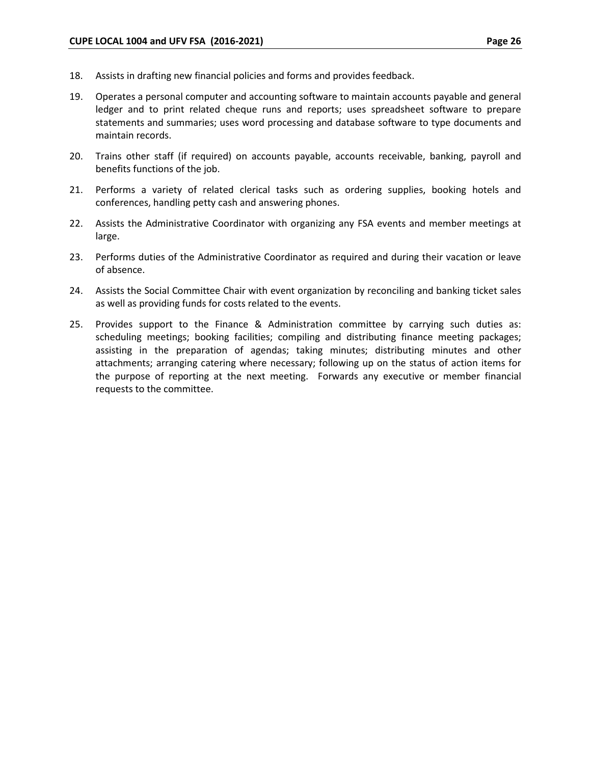18. Assists in drafting new financial policies and forms and provides feedback.

19. Operates a personal computer and accounting software to maintain accounts payable and general ledger and to print related cheque runs and reports; uses spreadsheet software to prepare statements and summaries; uses word processing and database software to type documents and maintain records.

20. Trains other staff (if required) on accounts payable, accounts receivable, banking, payroll and benefits functions of the job.

21. Performs a variety of related clerical tasks such as ordering supplies, booking hotels and conferences, handling petty cash and answering phones.

22. Assists the Administrative Coordinator with organizing any FSA events and member meetings at large.

23. Performs duties of the Administrative Coordinator as required and during their vacation or leave of absence.

24. Assists the Social Committee Chair with event organization by reconciling and banking ticket sales as well as providing funds for costs related to the events.

25. Provides support to the Finance & Administration committee by carrying such duties as: scheduling meetings; booking facilities; compiling and distributing finance meeting packages; assisting in the preparation of agendas; taking minutes; distributing minutes and other attachments; arranging catering where necessary; following up on the status of action items for the purpose of reporting at the next meeting. Forwards any executive or member financial requests to the committee.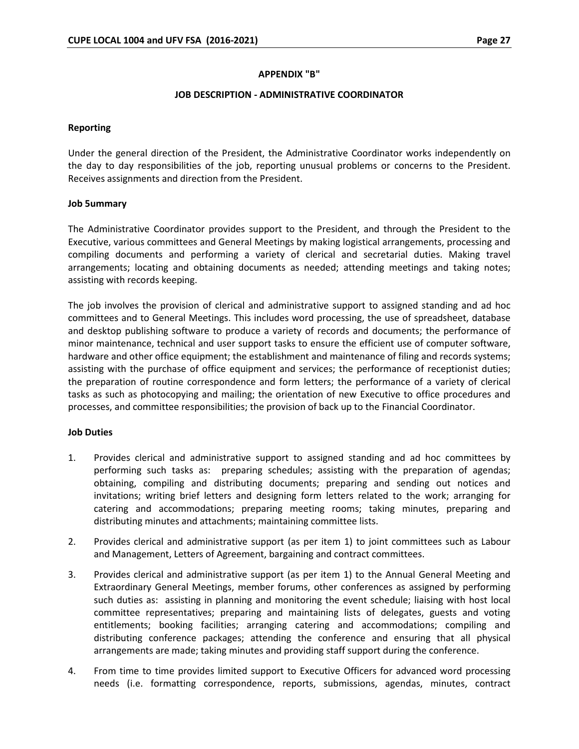**APPENDIX "B"**

**JOB DESCRIPTION - ADMINISTRATIVE COORDINATOR**

**Reporting**

Under the general direction of the President, the Administrative Coordinator works independently on the day to day responsibilities of the job, reporting unusual problems or concerns to the President. Receives assignments and direction from the President.

**Job 5ummary**

The Administrative Coordinator provides support to the President, and through the President to the Executive, various committees and General Meetings by making logistical arrangements, processing and compiling documents and performing a variety of clerical and secretarial duties. Making travel arrangements; locating and obtaining documents as needed; attending meetings and taking notes; assisting with records keeping.

The job involves the provision of clerical and administrative support to assigned standing and ad hoc committees and to General Meetings. This includes word processing, the use of spreadsheet, database and desktop publishing software to produce a variety of records and documents; the performance of minor maintenance, technical and user support tasks to ensure the efficient use of computer software, hardware and other office equipment; the establishment and maintenance of filing and records systems; assisting with the purchase of office equipment and services; the performance of receptionist duties; the preparation of routine correspondence and form letters; the performance of a variety of clerical tasks as such as photocopying and mailing; the orientation of new Executive to office procedures and processes, and committee responsibilities; the provision of back up to the Financial Coordinator.

**Job Duties**

1. Provides clerical and administrative support to assigned standing and ad hoc committees by performing such tasks as: preparing schedules; assisting with the preparation of agendas; obtaining, compiling and distributing documents; preparing and sending out notices and invitations; writing brief letters and designing form letters related to the work; arranging for catering and accommodations; preparing meeting rooms; taking minutes, preparing and distributing minutes and attachments; maintaining committee lists.
2. Provides clerical and administrative support (as per item 1) to joint committees such as Labour and Management, Letters of Agreement, bargaining and contract committees.
3. Provides clerical and administrative support (as per item 1) to the Annual General Meeting and Extraordinary General Meetings, member forums, other conferences as assigned by performing such duties as: assisting in planning and monitoring the event schedule; liaising with host local committee representatives; preparing and maintaining lists of delegates, guests and voting entitlements; booking facilities; arranging catering and accommodations; compiling and distributing conference packages; attending the conference and ensuring that all physical arrangements are made; taking minutes and providing staff support during the conference.
4. From time to time provides limited support to Executive Officers for advanced word processing needs (i.e. formatting correspondence, reports, submissions, agendas, minutes, contract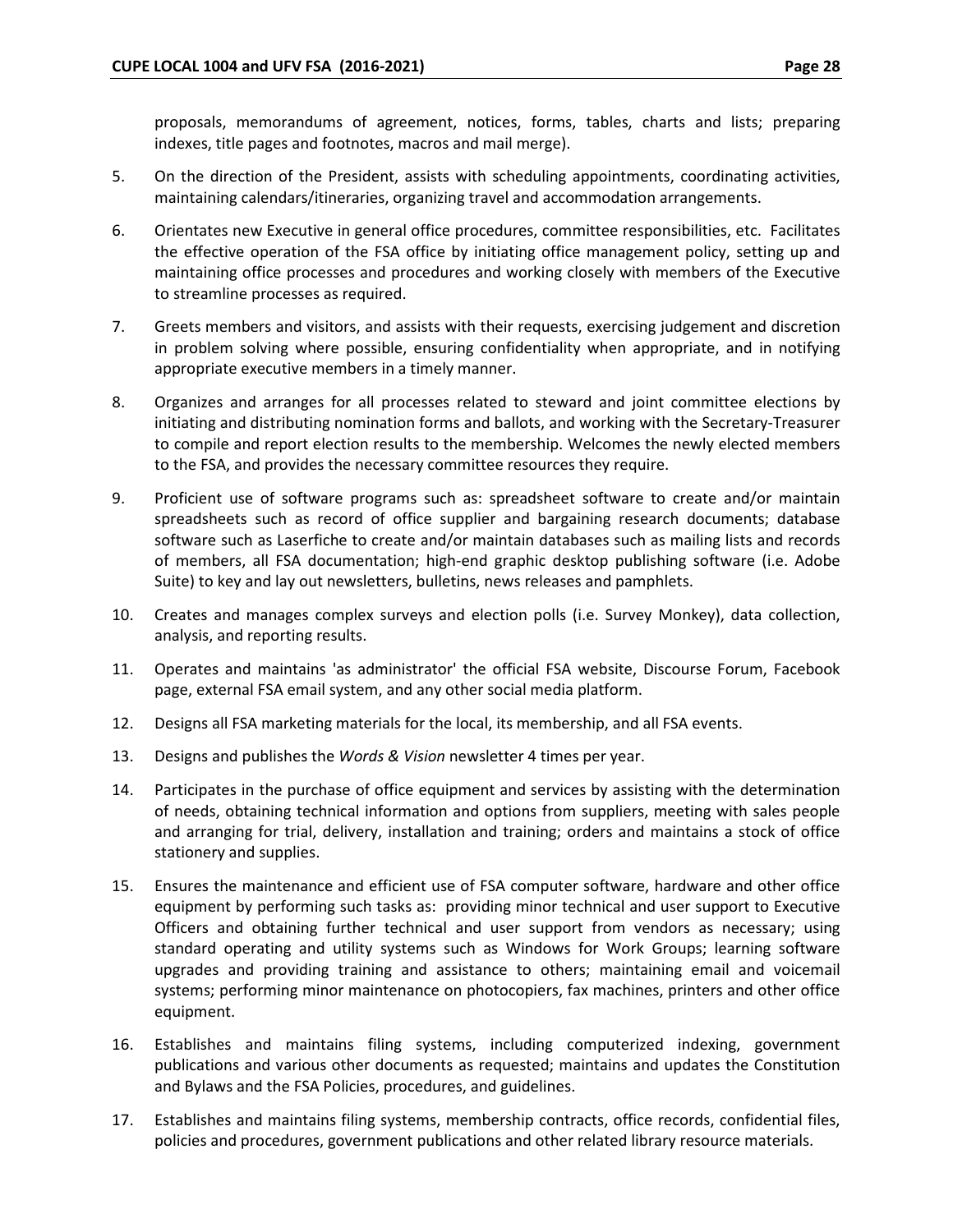proposals, memorandums of agreement, notices, forms, tables, charts and lists; preparing indexes, title pages and footnotes, macros and mail merge).

5. On the direction of the President, assists with scheduling appointments, coordinating activities, maintaining calendars/itineraries, organizing travel and accommodation arrangements.

6. Orientates new Executive in general office procedures, committee responsibilities, etc. Facilitates the effective operation of the FSA office by initiating office management policy, setting up and maintaining office processes and procedures and working closely with members of the Executive to streamline processes as required.

7. Greets members and visitors, and assists with their requests, exercising judgement and discretion in problem solving where possible, ensuring confidentiality when appropriate, and in notifying appropriate executive members in a timely manner.

8. Organizes and arranges for all processes related to steward and joint committee elections by initiating and distributing nomination forms and ballots, and working with the Secretary-Treasurer to compile and report election results to the membership. Welcomes the newly elected members to the FSA, and provides the necessary committee resources they require.

9. Proficient use of software programs such as: spreadsheet software to create and/or maintain spreadsheets such as record of office supplier and bargaining research documents; database software such as Laserfiche to create and/or maintain databases such as mailing lists and records of members, all FSA documentation; high-end graphic desktop publishing software (i.e. Adobe Suite) to key and lay out newsletters, bulletins, news releases and pamphlets.

10. Creates and manages complex surveys and election polls (i.e. Survey Monkey), data collection, analysis, and reporting results.

11. Operates and maintains 'as administrator' the official FSA website, Discourse Forum, Facebook page, external FSA email system, and any other social media platform.

12. Designs all FSA marketing materials for the local, its membership, and all FSA events.

13. Designs and publishes the *Words & Vision* newsletter 4 times per year.

14. Participates in the purchase of office equipment and services by assisting with the determination of needs, obtaining technical information and options from suppliers, meeting with sales people and arranging for trial, delivery, installation and training; orders and maintains a stock of office stationery and supplies.

15. Ensures the maintenance and efficient use of FSA computer software, hardware and other office equipment by performing such tasks as: providing minor technical and user support to Executive Officers and obtaining further technical and user support from vendors as necessary; using standard operating and utility systems such as Windows for Work Groups; learning software upgrades and providing training and assistance to others; maintaining email and voicemail systems; performing minor maintenance on photocopiers, fax machines, printers and other office equipment.

16. Establishes and maintains filing systems, including computerized indexing, government publications and various other documents as requested; maintains and updates the Constitution and Bylaws and the FSA Policies, procedures, and guidelines.

17. Establishes and maintains filing systems, membership contracts, office records, confidential files, policies and procedures, government publications and other related library resource materials.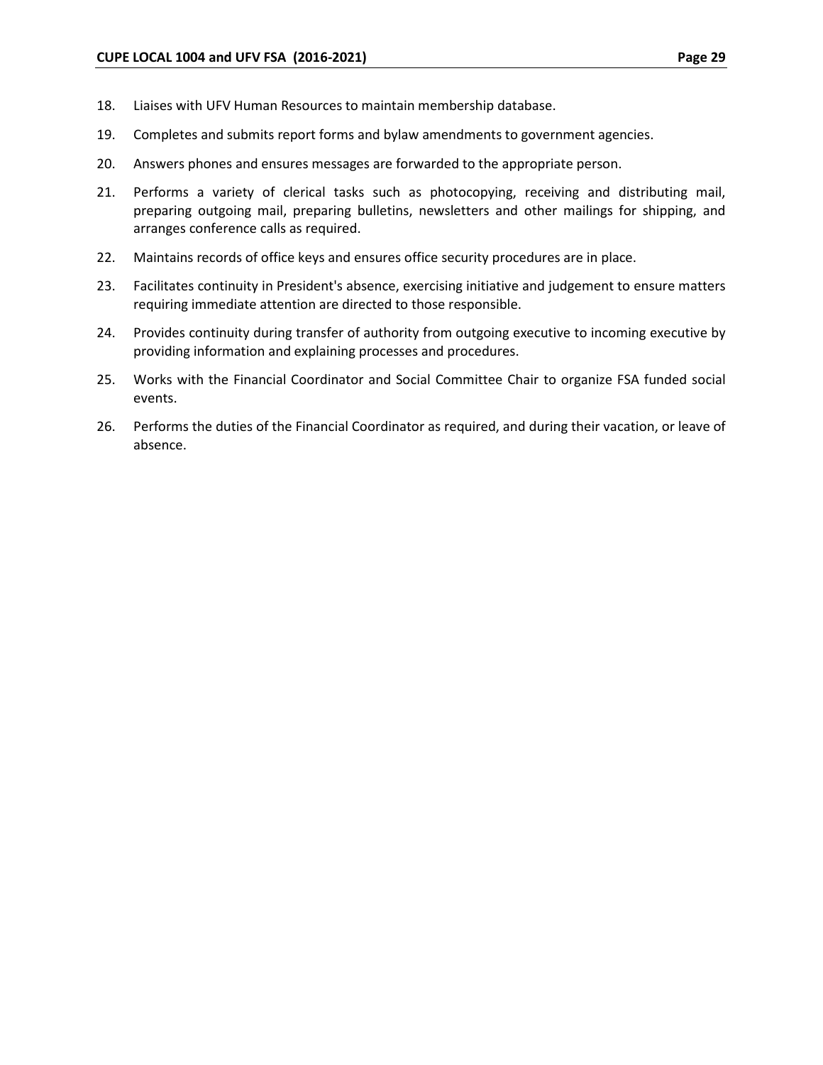18. Liaises with UFV Human Resources to maintain membership database.
19. Completes and submits report forms and bylaw amendments to government agencies.
20. Answers phones and ensures messages are forwarded to the appropriate person.
21. Performs a variety of clerical tasks such as photocopying, receiving and distributing mail, preparing outgoing mail, preparing bulletins, newsletters and other mailings for shipping, and arranges conference calls as required.
22. Maintains records of office keys and ensures office security procedures are in place.
23. Facilitates continuity in President's absence, exercising initiative and judgement to ensure matters requiring immediate attention are directed to those responsible.
24. Provides continuity during transfer of authority from outgoing executive to incoming executive by providing information and explaining processes and procedures.
25. Works with the Financial Coordinator and Social Committee Chair to organize FSA funded social events.
26. Performs the duties of the Financial Coordinator as required, and during their vacation, or leave of absence.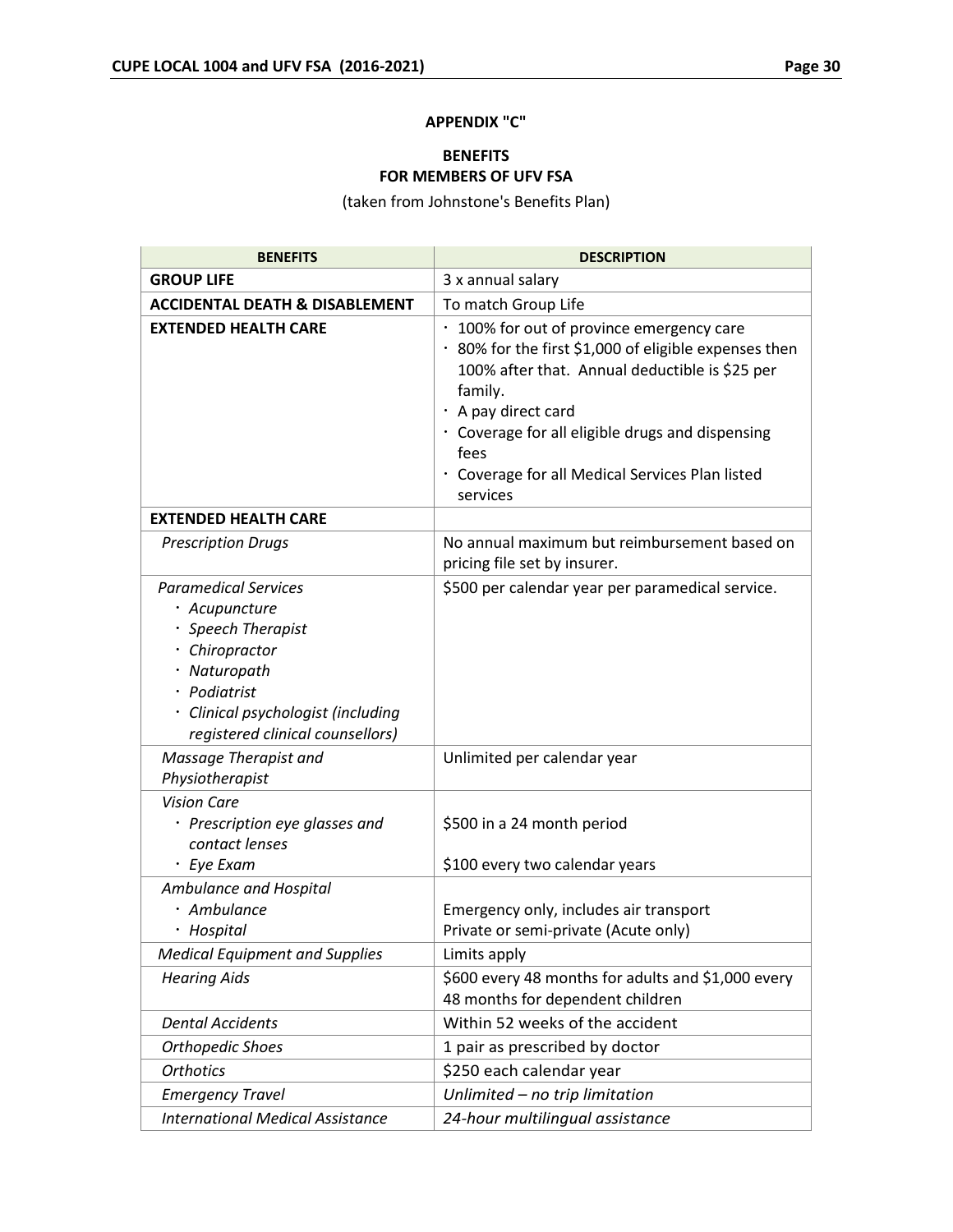## APPENDIX "C"

### BENEFITS
### FOR MEMBERS OF UFV FSA

(taken from Johnstone's Benefits Plan)

| BENEFITS | DESCRIPTION |
|---|---|
| **GROUP LIFE** | 3 x annual salary |
| **ACCIDENTAL DEATH & DISABLEMENT** | To match Group Life |
| **EXTENDED HEALTH CARE** | · 100% for out of province emergency care<br>· 80% for the first $1,000 of eligible expenses then 100% after that. Annual deductible is $25 per family.<br>· A pay direct card<br>· Coverage for all eligible drugs and dispensing fees<br>· Coverage for all Medical Services Plan listed services |
| **EXTENDED HEALTH CARE** | |
| *Prescription Drugs* | No annual maximum but reimbursement based on pricing file set by insurer. |
| *Paramedical Services*<br>*· Acupuncture*<br>*· Speech Therapist*<br>*· Chiropractor*<br>*· Naturopath*<br>*· Podiatrist*<br>*· Clinical psychologist (including registered clinical counsellors)* | $500 per calendar year per paramedical service. |
| *Massage Therapist and Physiotherapist* | Unlimited per calendar year |
| *Vision Care*<br>*· Prescription eye glasses and contact lenses*<br>*· Eye Exam* | <br>$500 in a 24 month period<br><br>$100 every two calendar years |
| *Ambulance and Hospital*<br>*· Ambulance*<br>*· Hospital* | <br>Emergency only, includes air transport<br>Private or semi-private (Acute only) |
| *Medical Equipment and Supplies* | Limits apply |
| *Hearing Aids* | $600 every 48 months for adults and $1,000 every 48 months for dependent children |
| *Dental Accidents* | Within 52 weeks of the accident |
| *Orthopedic Shoes* | 1 pair as prescribed by doctor |
| *Orthotics* | $250 each calendar year |
| *Emergency Travel* | *Unlimited – no trip limitation* |
| *International Medical Assistance* | *24-hour multilingual assistance* |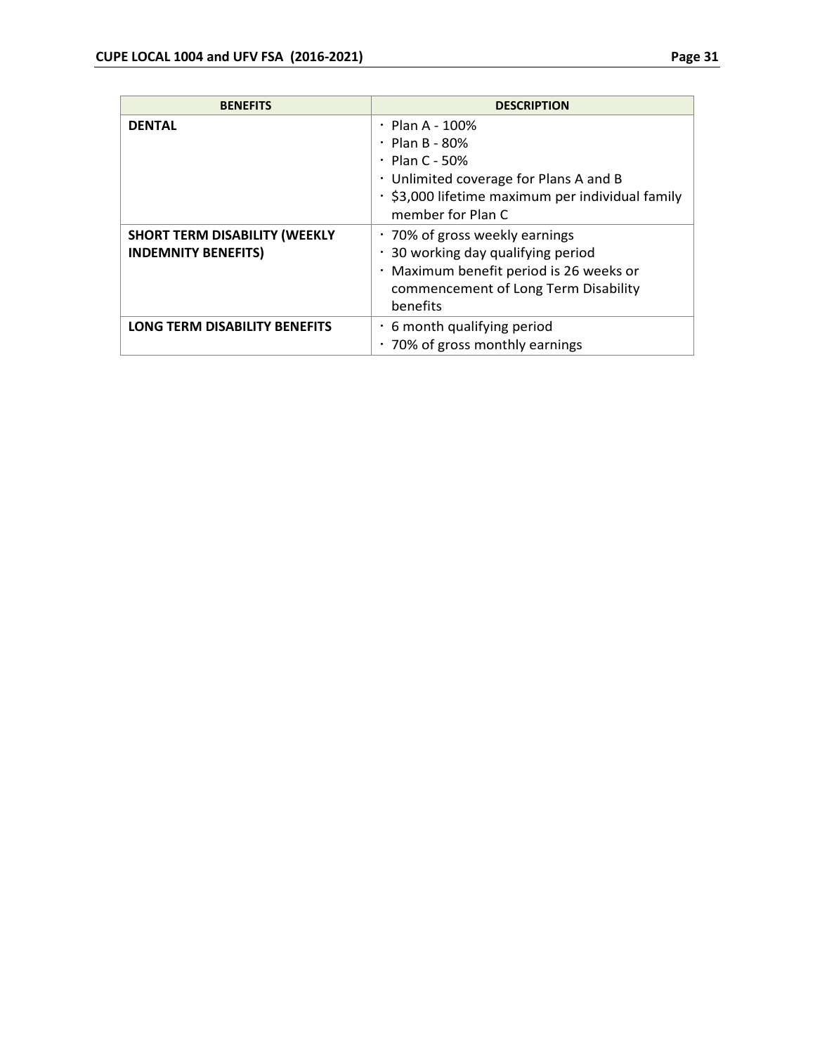| BENEFITS | DESCRIPTION |
| --- | --- |
| **DENTAL** | · Plan A - 100%<br>· Plan B - 80%<br>· Plan C - 50%<br>· Unlimited coverage for Plans A and B<br>· $3,000 lifetime maximum per individual family member for Plan C |
| **SHORT TERM DISABILITY (WEEKLY INDEMNITY BENEFITS)** | · 70% of gross weekly earnings<br>· 30 working day qualifying period<br>· Maximum benefit period is 26 weeks or commencement of Long Term Disability benefits |
| **LONG TERM DISABILITY BENEFITS** | · 6 month qualifying period<br>· 70% of gross monthly earnings |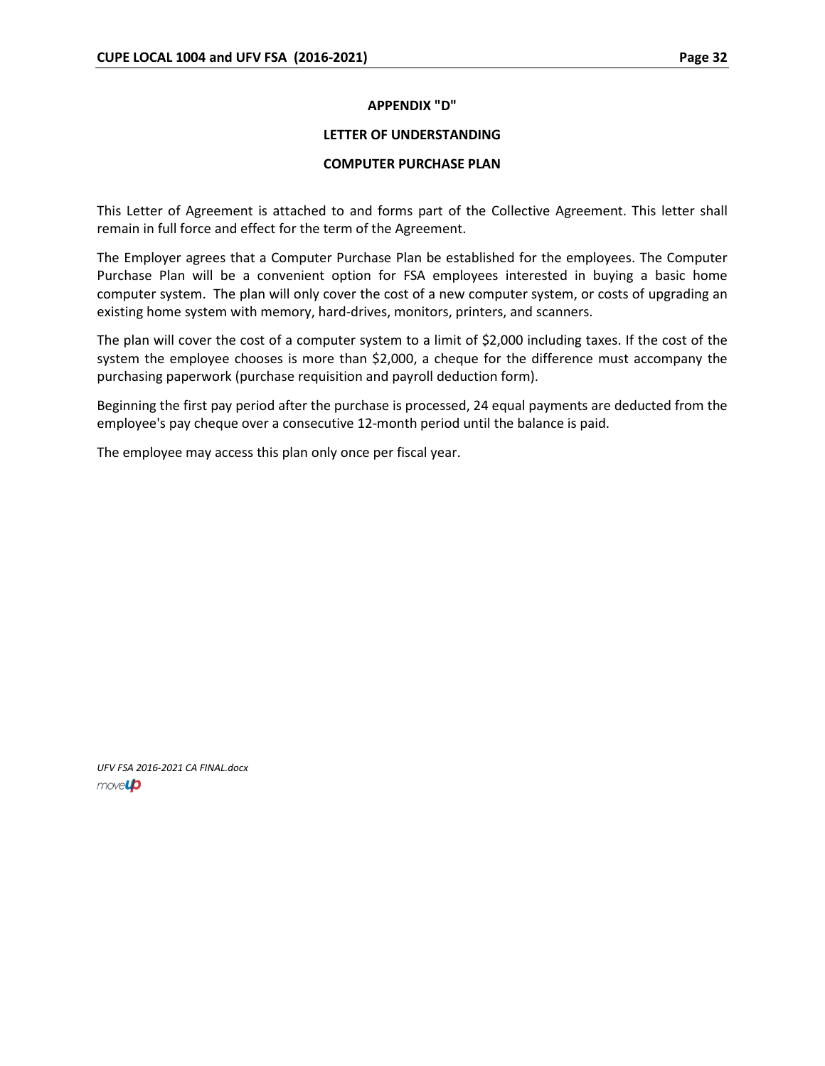## APPENDIX "D"

## LETTER OF UNDERSTANDING

## COMPUTER PURCHASE PLAN

This Letter of Agreement is attached to and forms part of the Collective Agreement. This letter shall remain in full force and effect for the term of the Agreement.

The Employer agrees that a Computer Purchase Plan be established for the employees. The Computer Purchase Plan will be a convenient option for FSA employees interested in buying a basic home computer system. The plan will only cover the cost of a new computer system, or costs of upgrading an existing home system with memory, hard-drives, monitors, printers, and scanners.

The plan will cover the cost of a computer system to a limit of $2,000 including taxes. If the cost of the system the employee chooses is more than $2,000, a cheque for the difference must accompany the purchasing paperwork (purchase requisition and payroll deduction form).

Beginning the first pay period after the purchase is processed, 24 equal payments are deducted from the employee's pay cheque over a consecutive 12-month period until the balance is paid.

The employee may access this plan only once per fiscal year.